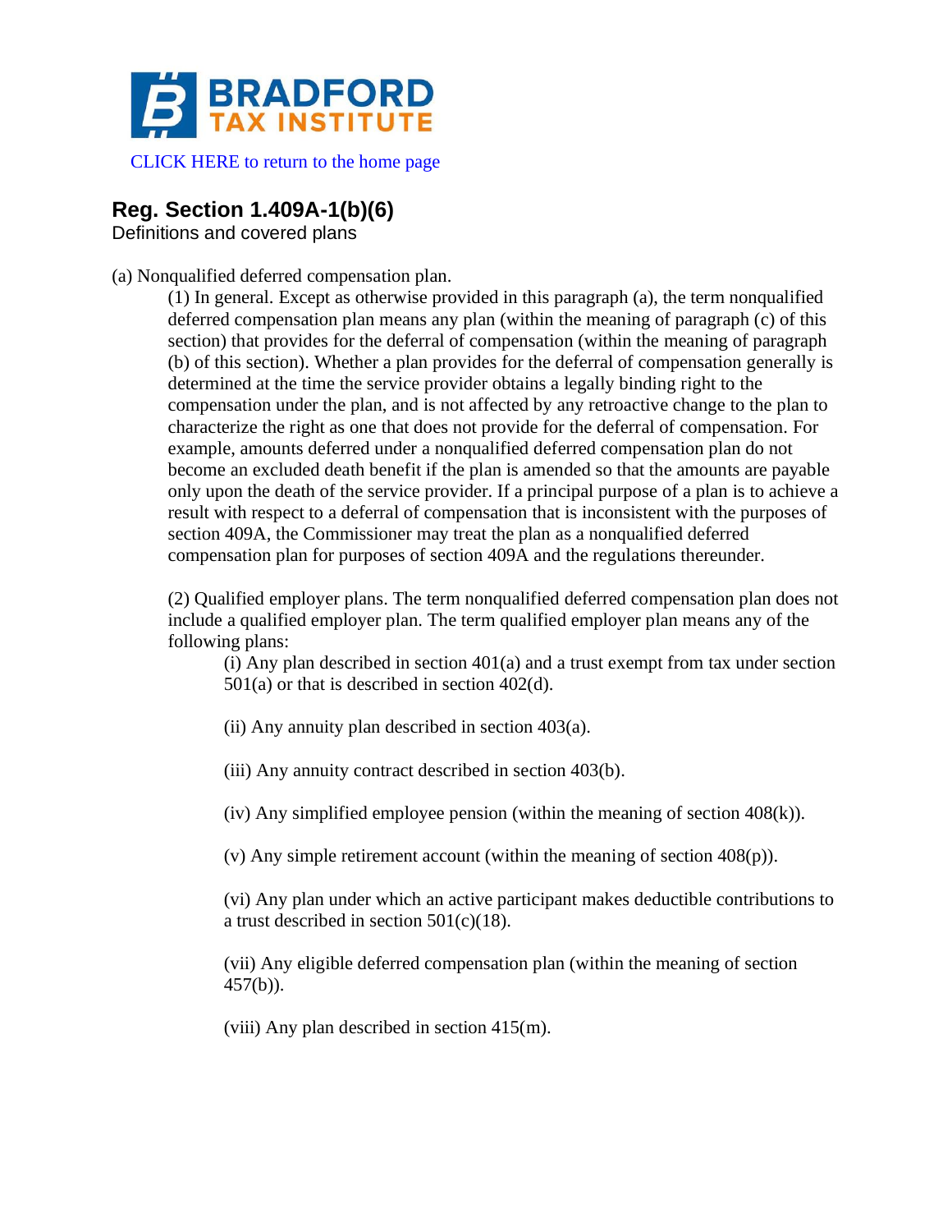BRADFORD TAX INSTITUTE

CLICK HERE to return to the home page

## Reg. Section 1.409A-1(b)(6)

Definitions and covered plans

(a) Nonqualified deferred compensation plan.

(1) In general. Except as otherwise provided in this paragraph (a), the term nonqualified deferred compensation plan means any plan (within the meaning of paragraph (c) of this section) that provides for the deferral of compensation (within the meaning of paragraph (b) of this section). Whether a plan provides for the deferral of compensation generally is determined at the time the service provider obtains a legally binding right to the compensation under the plan, and is not affected by any retroactive change to the plan to characterize the right as one that does not provide for the deferral of compensation. For example, amounts deferred under a nonqualified deferred compensation plan do not become an excluded death benefit if the plan is amended so that the amounts are payable only upon the death of the service provider. If a principal purpose of a plan is to achieve a result with respect to a deferral of compensation that is inconsistent with the purposes of section 409A, the Commissioner may treat the plan as a nonqualified deferred compensation plan for purposes of section 409A and the regulations thereunder.

(2) Qualified employer plans. The term nonqualified deferred compensation plan does not include a qualified employer plan. The term qualified employer plan means any of the following plans:

(i) Any plan described in section 401(a) and a trust exempt from tax under section 501(a) or that is described in section 402(d).

(ii) Any annuity plan described in section 403(a).

(iii) Any annuity contract described in section 403(b).

(iv) Any simplified employee pension (within the meaning of section 408(k)).

(v) Any simple retirement account (within the meaning of section 408(p)).

(vi) Any plan under which an active participant makes deductible contributions to a trust described in section 501(c)(18).

(vii) Any eligible deferred compensation plan (within the meaning of section 457(b)).

(viii) Any plan described in section 415(m).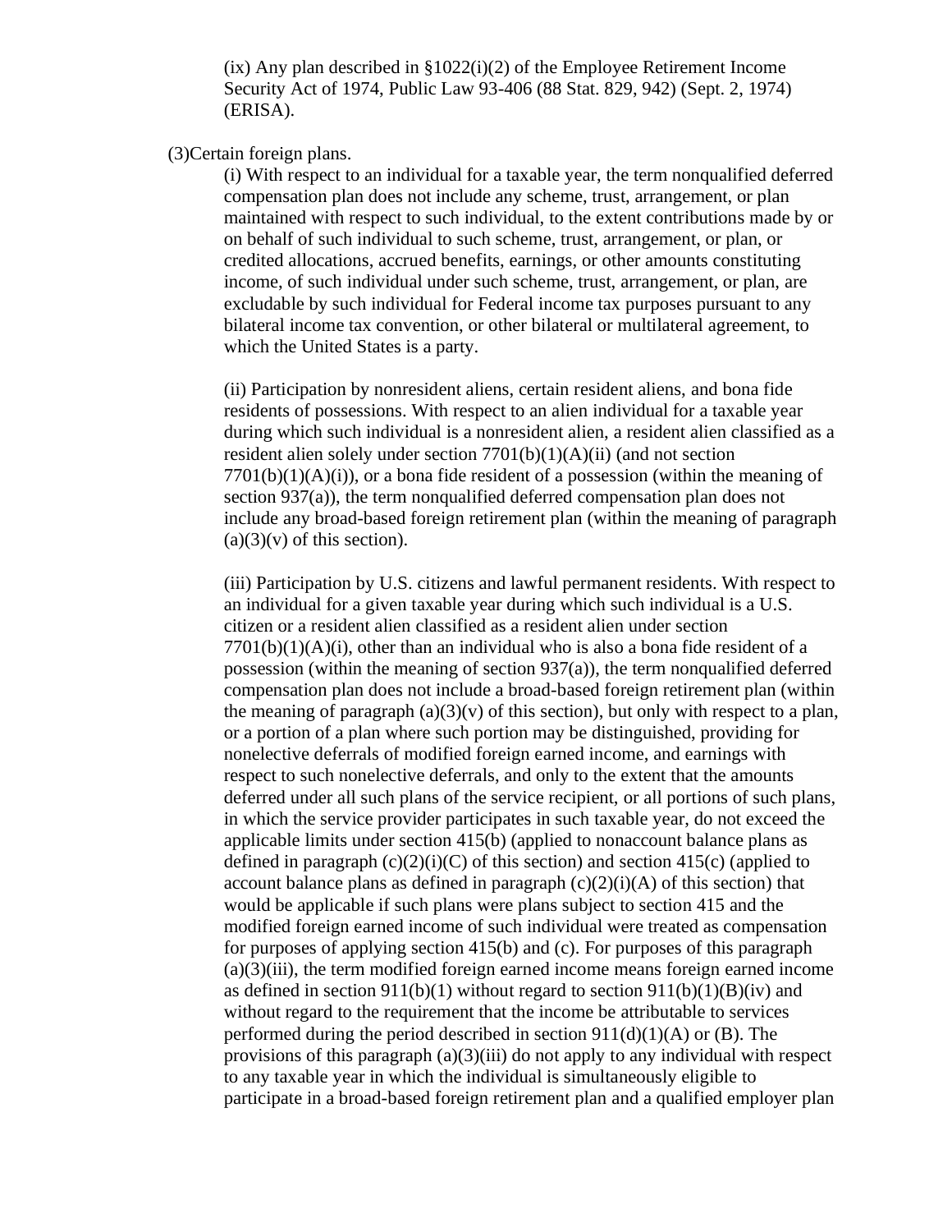(ix) Any plan described in §1022(i)(2) of the Employee Retirement Income Security Act of 1974, Public Law 93-406 (88 Stat. 829, 942) (Sept. 2, 1974) (ERISA).

(3)Certain foreign plans.

(i) With respect to an individual for a taxable year, the term nonqualified deferred compensation plan does not include any scheme, trust, arrangement, or plan maintained with respect to such individual, to the extent contributions made by or on behalf of such individual to such scheme, trust, arrangement, or plan, or credited allocations, accrued benefits, earnings, or other amounts constituting income, of such individual under such scheme, trust, arrangement, or plan, are excludable by such individual for Federal income tax purposes pursuant to any bilateral income tax convention, or other bilateral or multilateral agreement, to which the United States is a party.

(ii) Participation by nonresident aliens, certain resident aliens, and bona fide residents of possessions. With respect to an alien individual for a taxable year during which such individual is a nonresident alien, a resident alien classified as a resident alien solely under section 7701(b)(1)(A)(ii) (and not section 7701(b)(1)(A)(i)), or a bona fide resident of a possession (within the meaning of section 937(a)), the term nonqualified deferred compensation plan does not include any broad-based foreign retirement plan (within the meaning of paragraph (a)(3)(v) of this section).

(iii) Participation by U.S. citizens and lawful permanent residents. With respect to an individual for a given taxable year during which such individual is a U.S. citizen or a resident alien classified as a resident alien under section 7701(b)(1)(A)(i), other than an individual who is also a bona fide resident of a possession (within the meaning of section 937(a)), the term nonqualified deferred compensation plan does not include a broad-based foreign retirement plan (within the meaning of paragraph (a)(3)(v) of this section), but only with respect to a plan, or a portion of a plan where such portion may be distinguished, providing for nonelective deferrals of modified foreign earned income, and earnings with respect to such nonelective deferrals, and only to the extent that the amounts deferred under all such plans of the service recipient, or all portions of such plans, in which the service provider participates in such taxable year, do not exceed the applicable limits under section 415(b) (applied to nonaccount balance plans as defined in paragraph (c)(2)(i)(C) of this section) and section 415(c) (applied to account balance plans as defined in paragraph (c)(2)(i)(A) of this section) that would be applicable if such plans were plans subject to section 415 and the modified foreign earned income of such individual were treated as compensation for purposes of applying section 415(b) and (c). For purposes of this paragraph (a)(3)(iii), the term modified foreign earned income means foreign earned income as defined in section 911(b)(1) without regard to section 911(b)(1)(B)(iv) and without regard to the requirement that the income be attributable to services performed during the period described in section 911(d)(1)(A) or (B). The provisions of this paragraph (a)(3)(iii) do not apply to any individual with respect to any taxable year in which the individual is simultaneously eligible to participate in a broad-based foreign retirement plan and a qualified employer plan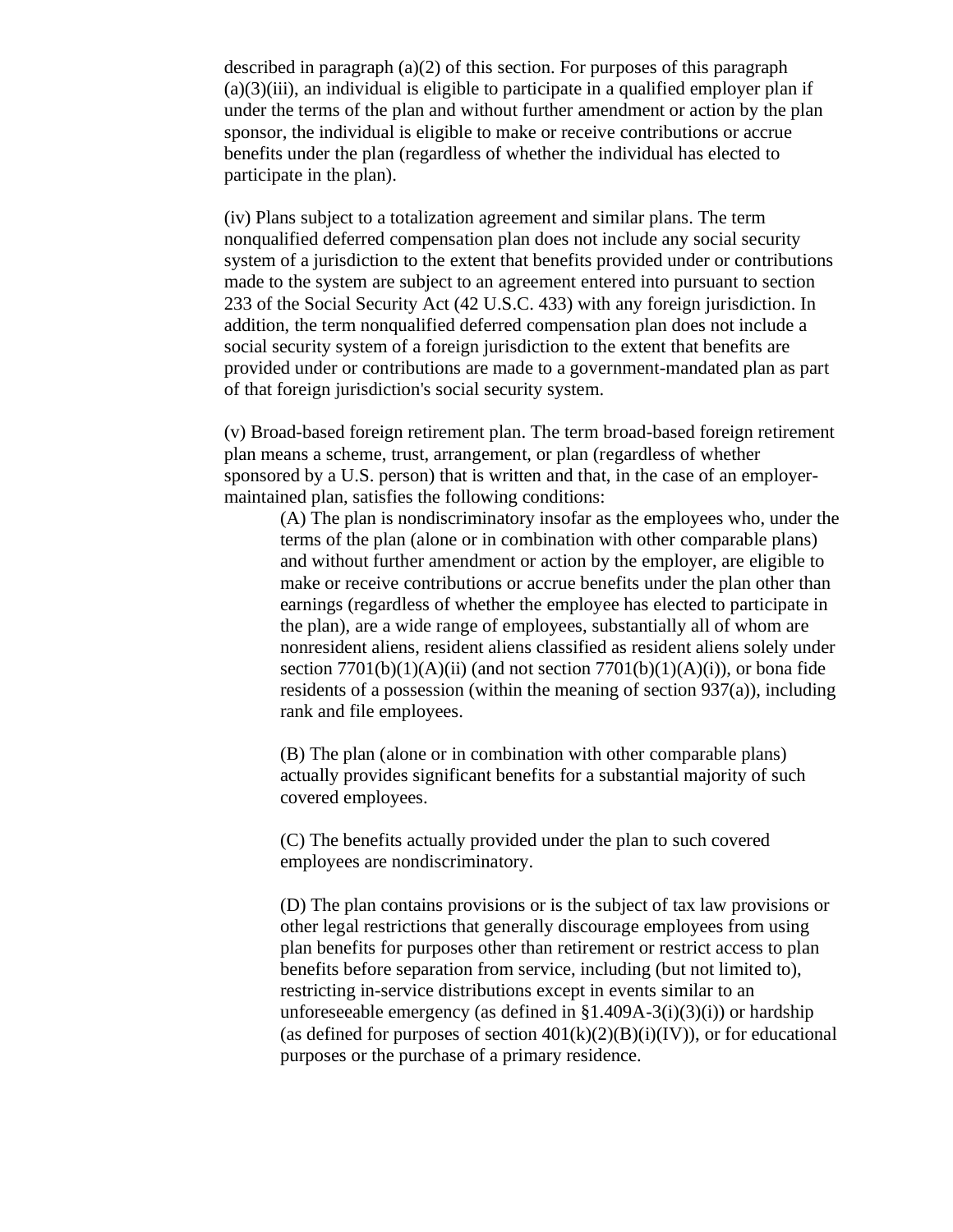described in paragraph (a)(2) of this section. For purposes of this paragraph (a)(3)(iii), an individual is eligible to participate in a qualified employer plan if under the terms of the plan and without further amendment or action by the plan sponsor, the individual is eligible to make or receive contributions or accrue benefits under the plan (regardless of whether the individual has elected to participate in the plan).

(iv) Plans subject to a totalization agreement and similar plans. The term nonqualified deferred compensation plan does not include any social security system of a jurisdiction to the extent that benefits provided under or contributions made to the system are subject to an agreement entered into pursuant to section 233 of the Social Security Act (42 U.S.C. 433) with any foreign jurisdiction. In addition, the term nonqualified deferred compensation plan does not include a social security system of a foreign jurisdiction to the extent that benefits are provided under or contributions are made to a government-mandated plan as part of that foreign jurisdiction's social security system.

(v) Broad-based foreign retirement plan. The term broad-based foreign retirement plan means a scheme, trust, arrangement, or plan (regardless of whether sponsored by a U.S. person) that is written and that, in the case of an employer-maintained plan, satisfies the following conditions:

> (A) The plan is nondiscriminatory insofar as the employees who, under the terms of the plan (alone or in combination with other comparable plans) and without further amendment or action by the employer, are eligible to make or receive contributions or accrue benefits under the plan other than earnings (regardless of whether the employee has elected to participate in the plan), are a wide range of employees, substantially all of whom are nonresident aliens, resident aliens classified as resident aliens solely under section 7701(b)(1)(A)(ii) (and not section 7701(b)(1)(A)(i)), or bona fide residents of a possession (within the meaning of section 937(a)), including rank and file employees.
>
> (B) The plan (alone or in combination with other comparable plans) actually provides significant benefits for a substantial majority of such covered employees.
>
> (C) The benefits actually provided under the plan to such covered employees are nondiscriminatory.
>
> (D) The plan contains provisions or is the subject of tax law provisions or other legal restrictions that generally discourage employees from using plan benefits for purposes other than retirement or restrict access to plan benefits before separation from service, including (but not limited to), restricting in-service distributions except in events similar to an unforeseeable emergency (as defined in §1.409A-3(i)(3)(i)) or hardship (as defined for purposes of section 401(k)(2)(B)(i)(IV)), or for educational purposes or the purchase of a primary residence.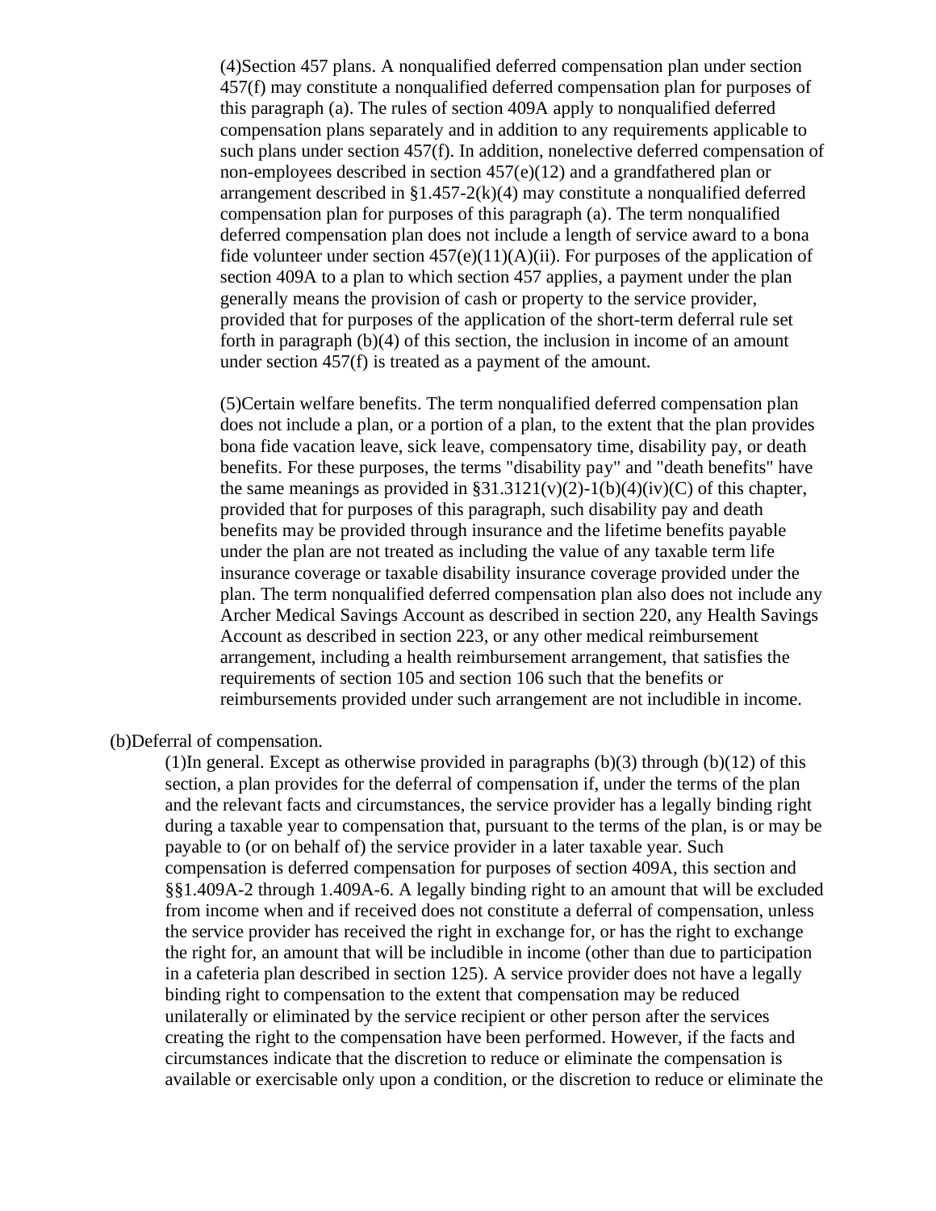(4)Section 457 plans. A nonqualified deferred compensation plan under section 457(f) may constitute a nonqualified deferred compensation plan for purposes of this paragraph (a). The rules of section 409A apply to nonqualified deferred compensation plans separately and in addition to any requirements applicable to such plans under section 457(f). In addition, nonelective deferred compensation of non-employees described in section 457(e)(12) and a grandfathered plan or arrangement described in §1.457-2(k)(4) may constitute a nonqualified deferred compensation plan for purposes of this paragraph (a). The term nonqualified deferred compensation plan does not include a length of service award to a bona fide volunteer under section 457(e)(11)(A)(ii). For purposes of the application of section 409A to a plan to which section 457 applies, a payment under the plan generally means the provision of cash or property to the service provider, provided that for purposes of the application of the short-term deferral rule set forth in paragraph (b)(4) of this section, the inclusion in income of an amount under section 457(f) is treated as a payment of the amount.

(5)Certain welfare benefits. The term nonqualified deferred compensation plan does not include a plan, or a portion of a plan, to the extent that the plan provides bona fide vacation leave, sick leave, compensatory time, disability pay, or death benefits. For these purposes, the terms "disability pay" and "death benefits" have the same meanings as provided in §31.3121(v)(2)-1(b)(4)(iv)(C) of this chapter, provided that for purposes of this paragraph, such disability pay and death benefits may be provided through insurance and the lifetime benefits payable under the plan are not treated as including the value of any taxable term life insurance coverage or taxable disability insurance coverage provided under the plan. The term nonqualified deferred compensation plan also does not include any Archer Medical Savings Account as described in section 220, any Health Savings Account as described in section 223, or any other medical reimbursement arrangement, including a health reimbursement arrangement, that satisfies the requirements of section 105 and section 106 such that the benefits or reimbursements provided under such arrangement are not includible in income.

(b)Deferral of compensation.

(1)In general. Except as otherwise provided in paragraphs (b)(3) through (b)(12) of this section, a plan provides for the deferral of compensation if, under the terms of the plan and the relevant facts and circumstances, the service provider has a legally binding right during a taxable year to compensation that, pursuant to the terms of the plan, is or may be payable to (or on behalf of) the service provider in a later taxable year. Such compensation is deferred compensation for purposes of section 409A, this section and §§1.409A-2 through 1.409A-6. A legally binding right to an amount that will be excluded from income when and if received does not constitute a deferral of compensation, unless the service provider has received the right in exchange for, or has the right to exchange the right for, an amount that will be includible in income (other than due to participation in a cafeteria plan described in section 125). A service provider does not have a legally binding right to compensation to the extent that compensation may be reduced unilaterally or eliminated by the service recipient or other person after the services creating the right to the compensation have been performed. However, if the facts and circumstances indicate that the discretion to reduce or eliminate the compensation is available or exercisable only upon a condition, or the discretion to reduce or eliminate the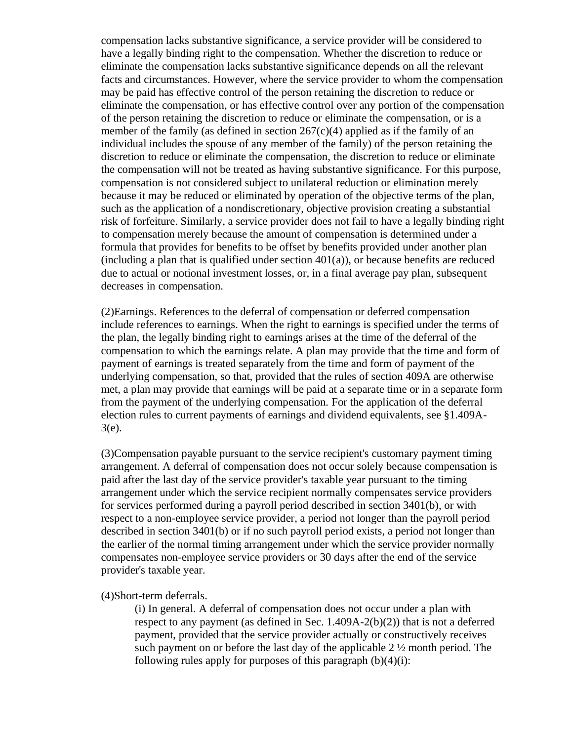compensation lacks substantive significance, a service provider will be considered to have a legally binding right to the compensation. Whether the discretion to reduce or eliminate the compensation lacks substantive significance depends on all the relevant facts and circumstances. However, where the service provider to whom the compensation may be paid has effective control of the person retaining the discretion to reduce or eliminate the compensation, or has effective control over any portion of the compensation of the person retaining the discretion to reduce or eliminate the compensation, or is a member of the family (as defined in section 267(c)(4) applied as if the family of an individual includes the spouse of any member of the family) of the person retaining the discretion to reduce or eliminate the compensation, the discretion to reduce or eliminate the compensation will not be treated as having substantive significance. For this purpose, compensation is not considered subject to unilateral reduction or elimination merely because it may be reduced or eliminated by operation of the objective terms of the plan, such as the application of a nondiscretionary, objective provision creating a substantial risk of forfeiture. Similarly, a service provider does not fail to have a legally binding right to compensation merely because the amount of compensation is determined under a formula that provides for benefits to be offset by benefits provided under another plan (including a plan that is qualified under section 401(a)), or because benefits are reduced due to actual or notional investment losses, or, in a final average pay plan, subsequent decreases in compensation.

(2)Earnings. References to the deferral of compensation or deferred compensation include references to earnings. When the right to earnings is specified under the terms of the plan, the legally binding right to earnings arises at the time of the deferral of the compensation to which the earnings relate. A plan may provide that the time and form of payment of earnings is treated separately from the time and form of payment of the underlying compensation, so that, provided that the rules of section 409A are otherwise met, a plan may provide that earnings will be paid at a separate time or in a separate form from the payment of the underlying compensation. For the application of the deferral election rules to current payments of earnings and dividend equivalents, see §1.409A-3(e).

(3)Compensation payable pursuant to the service recipient's customary payment timing arrangement. A deferral of compensation does not occur solely because compensation is paid after the last day of the service provider's taxable year pursuant to the timing arrangement under which the service recipient normally compensates service providers for services performed during a payroll period described in section 3401(b), or with respect to a non-employee service provider, a period not longer than the payroll period described in section 3401(b) or if no such payroll period exists, a period not longer than the earlier of the normal timing arrangement under which the service provider normally compensates non-employee service providers or 30 days after the end of the service provider's taxable year.

(4)Short-term deferrals.

(i) In general. A deferral of compensation does not occur under a plan with respect to any payment (as defined in Sec. 1.409A-2(b)(2)) that is not a deferred payment, provided that the service provider actually or constructively receives such payment on or before the last day of the applicable 2 ½ month period. The following rules apply for purposes of this paragraph (b)(4)(i):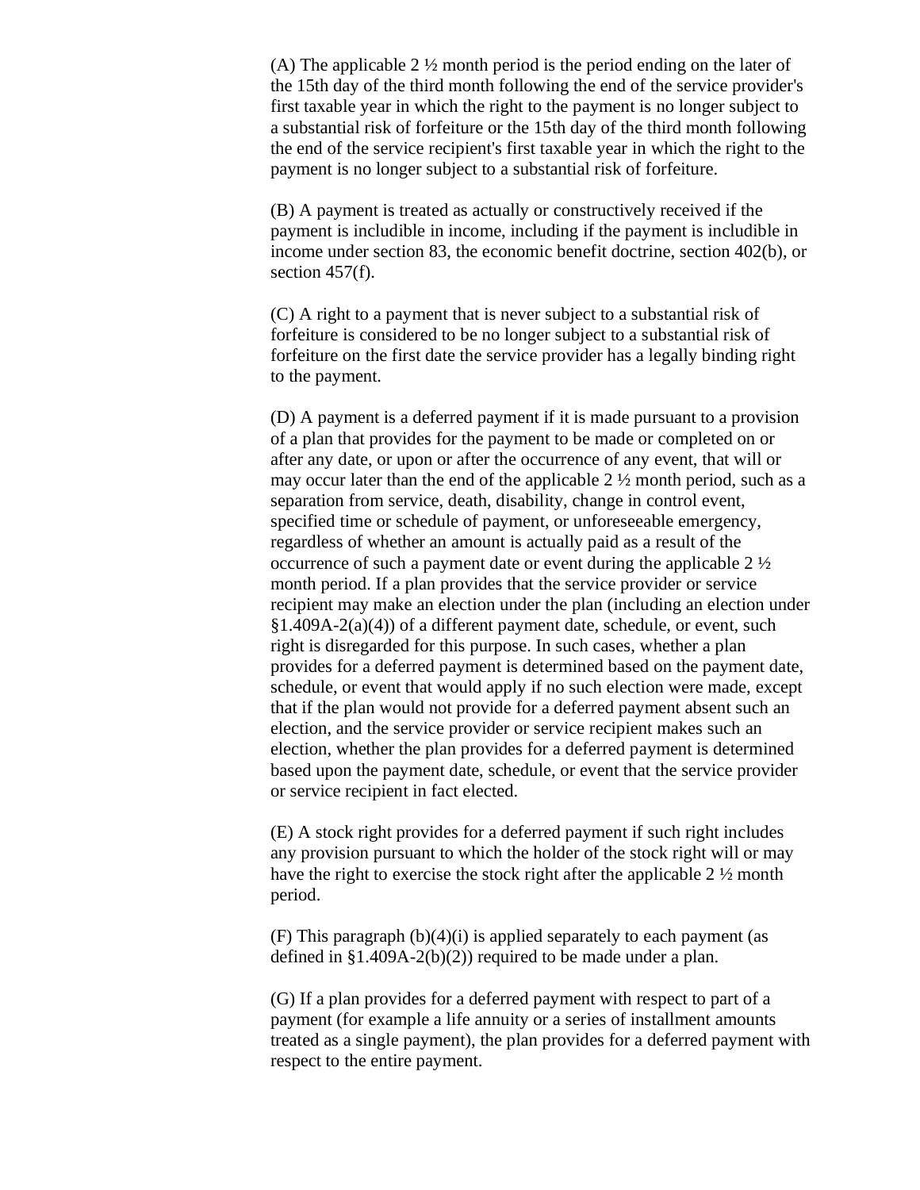(A) The applicable 2 ½ month period is the period ending on the later of the 15th day of the third month following the end of the service provider's first taxable year in which the right to the payment is no longer subject to a substantial risk of forfeiture or the 15th day of the third month following the end of the service recipient's first taxable year in which the right to the payment is no longer subject to a substantial risk of forfeiture.

(B) A payment is treated as actually or constructively received if the payment is includible in income, including if the payment is includible in income under section 83, the economic benefit doctrine, section 402(b), or section 457(f).

(C) A right to a payment that is never subject to a substantial risk of forfeiture is considered to be no longer subject to a substantial risk of forfeiture on the first date the service provider has a legally binding right to the payment.

(D) A payment is a deferred payment if it is made pursuant to a provision of a plan that provides for the payment to be made or completed on or after any date, or upon or after the occurrence of any event, that will or may occur later than the end of the applicable 2 ½ month period, such as a separation from service, death, disability, change in control event, specified time or schedule of payment, or unforeseeable emergency, regardless of whether an amount is actually paid as a result of the occurrence of such a payment date or event during the applicable 2 ½ month period. If a plan provides that the service provider or service recipient may make an election under the plan (including an election under §1.409A-2(a)(4)) of a different payment date, schedule, or event, such right is disregarded for this purpose. In such cases, whether a plan provides for a deferred payment is determined based on the payment date, schedule, or event that would apply if no such election were made, except that if the plan would not provide for a deferred payment absent such an election, and the service provider or service recipient makes such an election, whether the plan provides for a deferred payment is determined based upon the payment date, schedule, or event that the service provider or service recipient in fact elected.

(E) A stock right provides for a deferred payment if such right includes any provision pursuant to which the holder of the stock right will or may have the right to exercise the stock right after the applicable 2 ½ month period.

(F) This paragraph (b)(4)(i) is applied separately to each payment (as defined in §1.409A-2(b)(2)) required to be made under a plan.

(G) If a plan provides for a deferred payment with respect to part of a payment (for example a life annuity or a series of installment amounts treated as a single payment), the plan provides for a deferred payment with respect to the entire payment.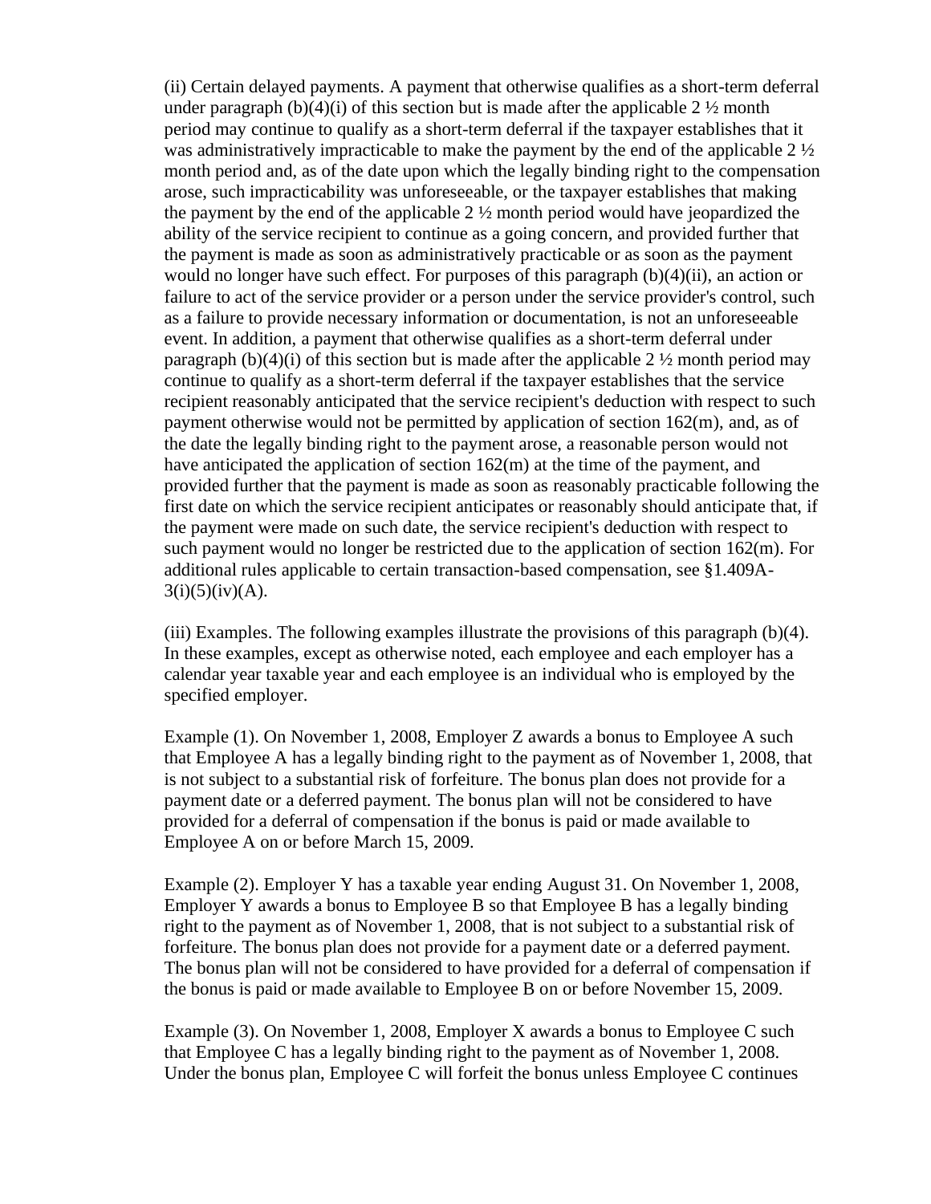(ii) Certain delayed payments. A payment that otherwise qualifies as a short-term deferral under paragraph (b)(4)(i) of this section but is made after the applicable 2 ½ month period may continue to qualify as a short-term deferral if the taxpayer establishes that it was administratively impracticable to make the payment by the end of the applicable 2 ½ month period and, as of the date upon which the legally binding right to the compensation arose, such impracticability was unforeseeable, or the taxpayer establishes that making the payment by the end of the applicable 2 ½ month period would have jeopardized the ability of the service recipient to continue as a going concern, and provided further that the payment is made as soon as administratively practicable or as soon as the payment would no longer have such effect. For purposes of this paragraph (b)(4)(ii), an action or failure to act of the service provider or a person under the service provider's control, such as a failure to provide necessary information or documentation, is not an unforeseeable event. In addition, a payment that otherwise qualifies as a short-term deferral under paragraph (b)(4)(i) of this section but is made after the applicable 2 ½ month period may continue to qualify as a short-term deferral if the taxpayer establishes that the service recipient reasonably anticipated that the service recipient's deduction with respect to such payment otherwise would not be permitted by application of section 162(m), and, as of the date the legally binding right to the payment arose, a reasonable person would not have anticipated the application of section 162(m) at the time of the payment, and provided further that the payment is made as soon as reasonably practicable following the first date on which the service recipient anticipates or reasonably should anticipate that, if the payment were made on such date, the service recipient's deduction with respect to such payment would no longer be restricted due to the application of section 162(m). For additional rules applicable to certain transaction-based compensation, see §1.409A-3(i)(5)(iv)(A).

(iii) Examples. The following examples illustrate the provisions of this paragraph (b)(4). In these examples, except as otherwise noted, each employee and each employer has a calendar year taxable year and each employee is an individual who is employed by the specified employer.

Example (1). On November 1, 2008, Employer Z awards a bonus to Employee A such that Employee A has a legally binding right to the payment as of November 1, 2008, that is not subject to a substantial risk of forfeiture. The bonus plan does not provide for a payment date or a deferred payment. The bonus plan will not be considered to have provided for a deferral of compensation if the bonus is paid or made available to Employee A on or before March 15, 2009.

Example (2). Employer Y has a taxable year ending August 31. On November 1, 2008, Employer Y awards a bonus to Employee B so that Employee B has a legally binding right to the payment as of November 1, 2008, that is not subject to a substantial risk of forfeiture. The bonus plan does not provide for a payment date or a deferred payment. The bonus plan will not be considered to have provided for a deferral of compensation if the bonus is paid or made available to Employee B on or before November 15, 2009.

Example (3). On November 1, 2008, Employer X awards a bonus to Employee C such that Employee C has a legally binding right to the payment as of November 1, 2008. Under the bonus plan, Employee C will forfeit the bonus unless Employee C continues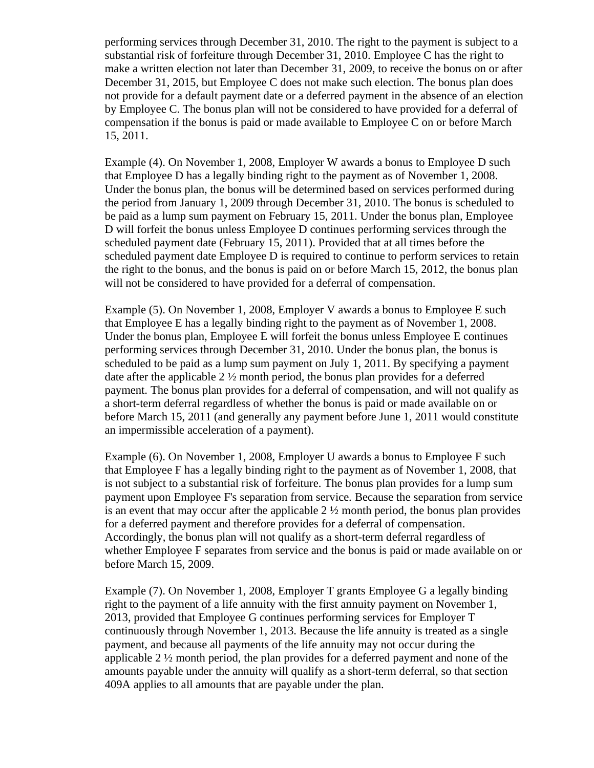performing services through December 31, 2010. The right to the payment is subject to a substantial risk of forfeiture through December 31, 2010. Employee C has the right to make a written election not later than December 31, 2009, to receive the bonus on or after December 31, 2015, but Employee C does not make such election. The bonus plan does not provide for a default payment date or a deferred payment in the absence of an election by Employee C. The bonus plan will not be considered to have provided for a deferral of compensation if the bonus is paid or made available to Employee C on or before March 15, 2011.

Example (4). On November 1, 2008, Employer W awards a bonus to Employee D such that Employee D has a legally binding right to the payment as of November 1, 2008. Under the bonus plan, the bonus will be determined based on services performed during the period from January 1, 2009 through December 31, 2010. The bonus is scheduled to be paid as a lump sum payment on February 15, 2011. Under the bonus plan, Employee D will forfeit the bonus unless Employee D continues performing services through the scheduled payment date (February 15, 2011). Provided that at all times before the scheduled payment date Employee D is required to continue to perform services to retain the right to the bonus, and the bonus is paid on or before March 15, 2012, the bonus plan will not be considered to have provided for a deferral of compensation.

Example (5). On November 1, 2008, Employer V awards a bonus to Employee E such that Employee E has a legally binding right to the payment as of November 1, 2008. Under the bonus plan, Employee E will forfeit the bonus unless Employee E continues performing services through December 31, 2010. Under the bonus plan, the bonus is scheduled to be paid as a lump sum payment on July 1, 2011. By specifying a payment date after the applicable 2 ½ month period, the bonus plan provides for a deferred payment. The bonus plan provides for a deferral of compensation, and will not qualify as a short-term deferral regardless of whether the bonus is paid or made available on or before March 15, 2011 (and generally any payment before June 1, 2011 would constitute an impermissible acceleration of a payment).

Example (6). On November 1, 2008, Employer U awards a bonus to Employee F such that Employee F has a legally binding right to the payment as of November 1, 2008, that is not subject to a substantial risk of forfeiture. The bonus plan provides for a lump sum payment upon Employee F's separation from service. Because the separation from service is an event that may occur after the applicable 2 ½ month period, the bonus plan provides for a deferred payment and therefore provides for a deferral of compensation. Accordingly, the bonus plan will not qualify as a short-term deferral regardless of whether Employee F separates from service and the bonus is paid or made available on or before March 15, 2009.

Example (7). On November 1, 2008, Employer T grants Employee G a legally binding right to the payment of a life annuity with the first annuity payment on November 1, 2013, provided that Employee G continues performing services for Employer T continuously through November 1, 2013. Because the life annuity is treated as a single payment, and because all payments of the life annuity may not occur during the applicable 2 ½ month period, the plan provides for a deferred payment and none of the amounts payable under the annuity will qualify as a short-term deferral, so that section 409A applies to all amounts that are payable under the plan.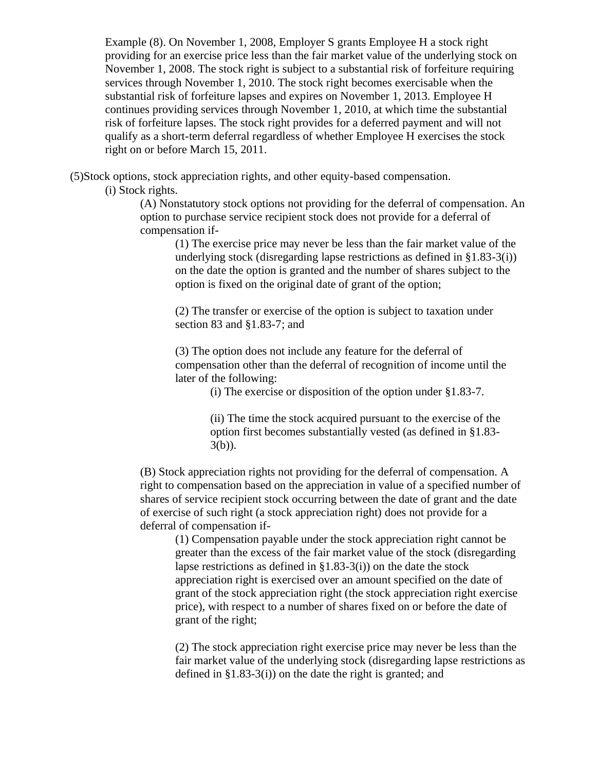Example (8). On November 1, 2008, Employer S grants Employee H a stock right providing for an exercise price less than the fair market value of the underlying stock on November 1, 2008. The stock right is subject to a substantial risk of forfeiture requiring services through November 1, 2010. The stock right becomes exercisable when the substantial risk of forfeiture lapses and expires on November 1, 2013. Employee H continues providing services through November 1, 2010, at which time the substantial risk of forfeiture lapses. The stock right provides for a deferred payment and will not qualify as a short-term deferral regardless of whether Employee H exercises the stock right on or before March 15, 2011.

(5)Stock options, stock appreciation rights, and other equity-based compensation.

(i) Stock rights.

(A) Nonstatutory stock options not providing for the deferral of compensation. An option to purchase service recipient stock does not provide for a deferral of compensation if-

(1) The exercise price may never be less than the fair market value of the underlying stock (disregarding lapse restrictions as defined in §1.83-3(i)) on the date the option is granted and the number of shares subject to the option is fixed on the original date of grant of the option;

(2) The transfer or exercise of the option is subject to taxation under section 83 and §1.83-7; and

(3) The option does not include any feature for the deferral of compensation other than the deferral of recognition of income until the later of the following:

(i) The exercise or disposition of the option under §1.83-7.

(ii) The time the stock acquired pursuant to the exercise of the option first becomes substantially vested (as defined in §1.83-3(b)).

(B) Stock appreciation rights not providing for the deferral of compensation. A right to compensation based on the appreciation in value of a specified number of shares of service recipient stock occurring between the date of grant and the date of exercise of such right (a stock appreciation right) does not provide for a deferral of compensation if-

(1) Compensation payable under the stock appreciation right cannot be greater than the excess of the fair market value of the stock (disregarding lapse restrictions as defined in §1.83-3(i)) on the date the stock appreciation right is exercised over an amount specified on the date of grant of the stock appreciation right (the stock appreciation right exercise price), with respect to a number of shares fixed on or before the date of grant of the right;

(2) The stock appreciation right exercise price may never be less than the fair market value of the underlying stock (disregarding lapse restrictions as defined in §1.83-3(i)) on the date the right is granted; and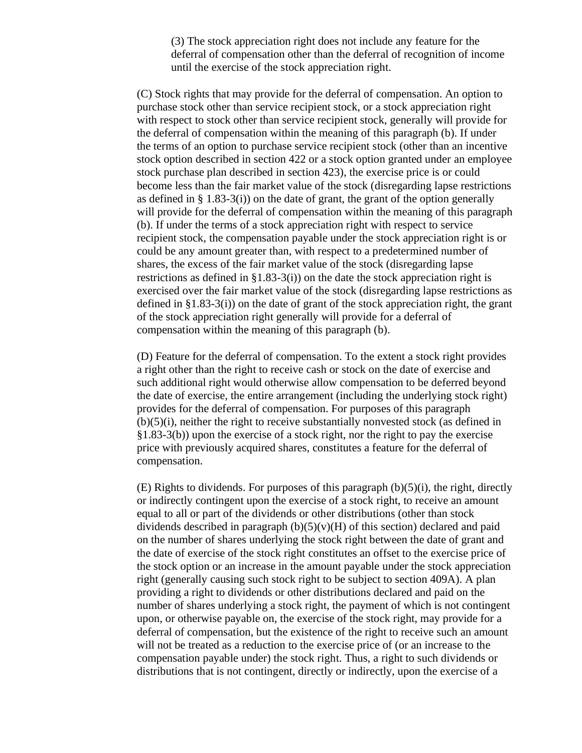(3) The stock appreciation right does not include any feature for the deferral of compensation other than the deferral of recognition of income until the exercise of the stock appreciation right.

(C) Stock rights that may provide for the deferral of compensation. An option to purchase stock other than service recipient stock, or a stock appreciation right with respect to stock other than service recipient stock, generally will provide for the deferral of compensation within the meaning of this paragraph (b). If under the terms of an option to purchase service recipient stock (other than an incentive stock option described in section 422 or a stock option granted under an employee stock purchase plan described in section 423), the exercise price is or could become less than the fair market value of the stock (disregarding lapse restrictions as defined in § 1.83-3(i)) on the date of grant, the grant of the option generally will provide for the deferral of compensation within the meaning of this paragraph (b). If under the terms of a stock appreciation right with respect to service recipient stock, the compensation payable under the stock appreciation right is or could be any amount greater than, with respect to a predetermined number of shares, the excess of the fair market value of the stock (disregarding lapse restrictions as defined in §1.83-3(i)) on the date the stock appreciation right is exercised over the fair market value of the stock (disregarding lapse restrictions as defined in §1.83-3(i)) on the date of grant of the stock appreciation right, the grant of the stock appreciation right generally will provide for a deferral of compensation within the meaning of this paragraph (b).

(D) Feature for the deferral of compensation. To the extent a stock right provides a right other than the right to receive cash or stock on the date of exercise and such additional right would otherwise allow compensation to be deferred beyond the date of exercise, the entire arrangement (including the underlying stock right) provides for the deferral of compensation. For purposes of this paragraph (b)(5)(i), neither the right to receive substantially nonvested stock (as defined in §1.83-3(b)) upon the exercise of a stock right, nor the right to pay the exercise price with previously acquired shares, constitutes a feature for the deferral of compensation.

(E) Rights to dividends. For purposes of this paragraph (b)(5)(i), the right, directly or indirectly contingent upon the exercise of a stock right, to receive an amount equal to all or part of the dividends or other distributions (other than stock dividends described in paragraph (b)(5)(v)(H) of this section) declared and paid on the number of shares underlying the stock right between the date of grant and the date of exercise of the stock right constitutes an offset to the exercise price of the stock option or an increase in the amount payable under the stock appreciation right (generally causing such stock right to be subject to section 409A). A plan providing a right to dividends or other distributions declared and paid on the number of shares underlying a stock right, the payment of which is not contingent upon, or otherwise payable on, the exercise of the stock right, may provide for a deferral of compensation, but the existence of the right to receive such an amount will not be treated as a reduction to the exercise price of (or an increase to the compensation payable under) the stock right. Thus, a right to such dividends or distributions that is not contingent, directly or indirectly, upon the exercise of a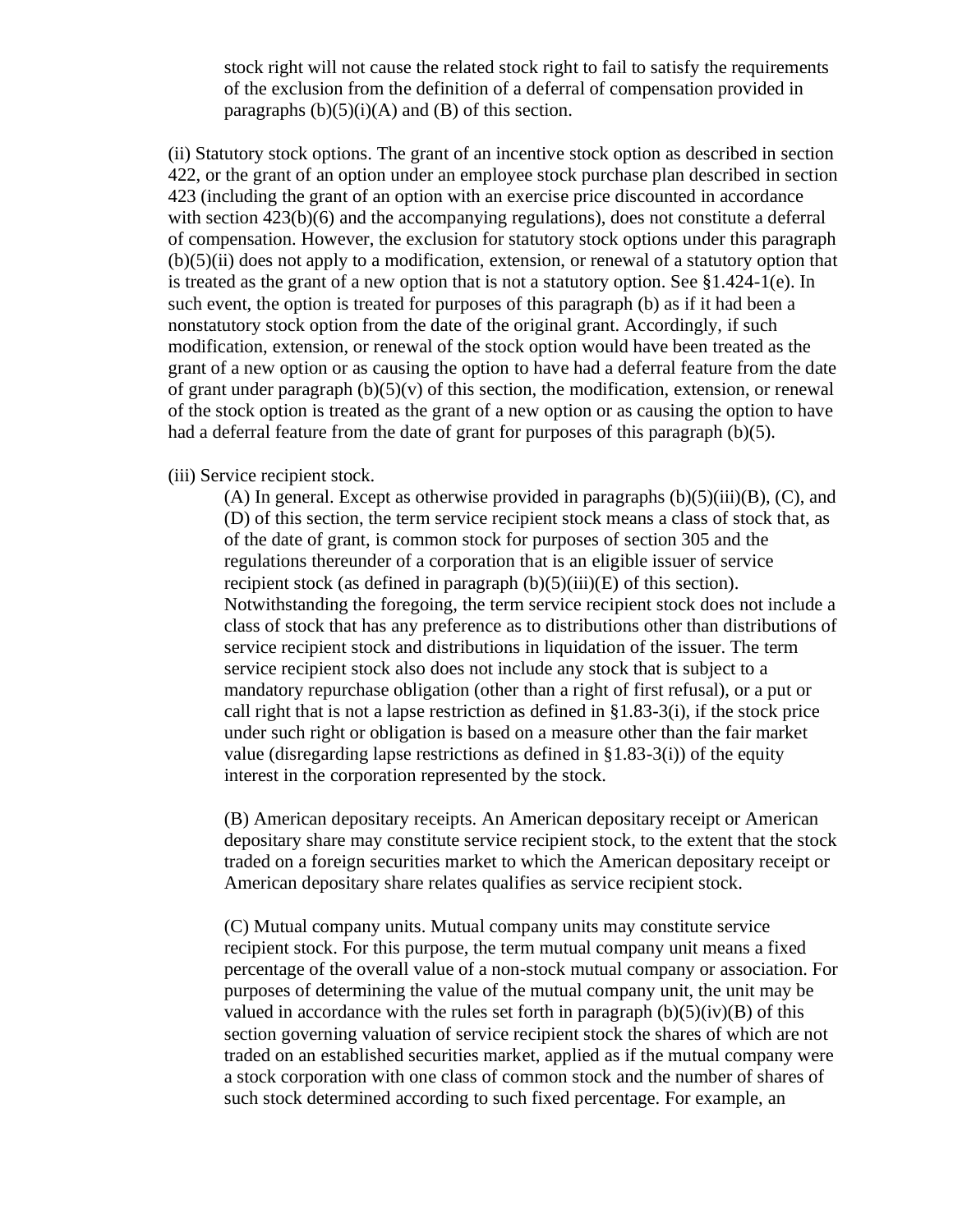stock right will not cause the related stock right to fail to satisfy the requirements of the exclusion from the definition of a deferral of compensation provided in paragraphs (b)(5)(i)(A) and (B) of this section.

(ii) Statutory stock options. The grant of an incentive stock option as described in section 422, or the grant of an option under an employee stock purchase plan described in section 423 (including the grant of an option with an exercise price discounted in accordance with section 423(b)(6) and the accompanying regulations), does not constitute a deferral of compensation. However, the exclusion for statutory stock options under this paragraph (b)(5)(ii) does not apply to a modification, extension, or renewal of a statutory option that is treated as the grant of a new option that is not a statutory option. See §1.424-1(e). In such event, the option is treated for purposes of this paragraph (b) as if it had been a nonstatutory stock option from the date of the original grant. Accordingly, if such modification, extension, or renewal of the stock option would have been treated as the grant of a new option or as causing the option to have had a deferral feature from the date of grant under paragraph (b)(5)(v) of this section, the modification, extension, or renewal of the stock option is treated as the grant of a new option or as causing the option to have had a deferral feature from the date of grant for purposes of this paragraph (b)(5).

(iii) Service recipient stock.

(A) In general. Except as otherwise provided in paragraphs (b)(5)(iii)(B), (C), and (D) of this section, the term service recipient stock means a class of stock that, as of the date of grant, is common stock for purposes of section 305 and the regulations thereunder of a corporation that is an eligible issuer of service recipient stock (as defined in paragraph (b)(5)(iii)(E) of this section). Notwithstanding the foregoing, the term service recipient stock does not include a class of stock that has any preference as to distributions other than distributions of service recipient stock and distributions in liquidation of the issuer. The term service recipient stock also does not include any stock that is subject to a mandatory repurchase obligation (other than a right of first refusal), or a put or call right that is not a lapse restriction as defined in §1.83-3(i), if the stock price under such right or obligation is based on a measure other than the fair market value (disregarding lapse restrictions as defined in §1.83-3(i)) of the equity interest in the corporation represented by the stock.

(B) American depositary receipts. An American depositary receipt or American depositary share may constitute service recipient stock, to the extent that the stock traded on a foreign securities market to which the American depositary receipt or American depositary share relates qualifies as service recipient stock.

(C) Mutual company units. Mutual company units may constitute service recipient stock. For this purpose, the term mutual company unit means a fixed percentage of the overall value of a non-stock mutual company or association. For purposes of determining the value of the mutual company unit, the unit may be valued in accordance with the rules set forth in paragraph (b)(5)(iv)(B) of this section governing valuation of service recipient stock the shares of which are not traded on an established securities market, applied as if the mutual company were a stock corporation with one class of common stock and the number of shares of such stock determined according to such fixed percentage. For example, an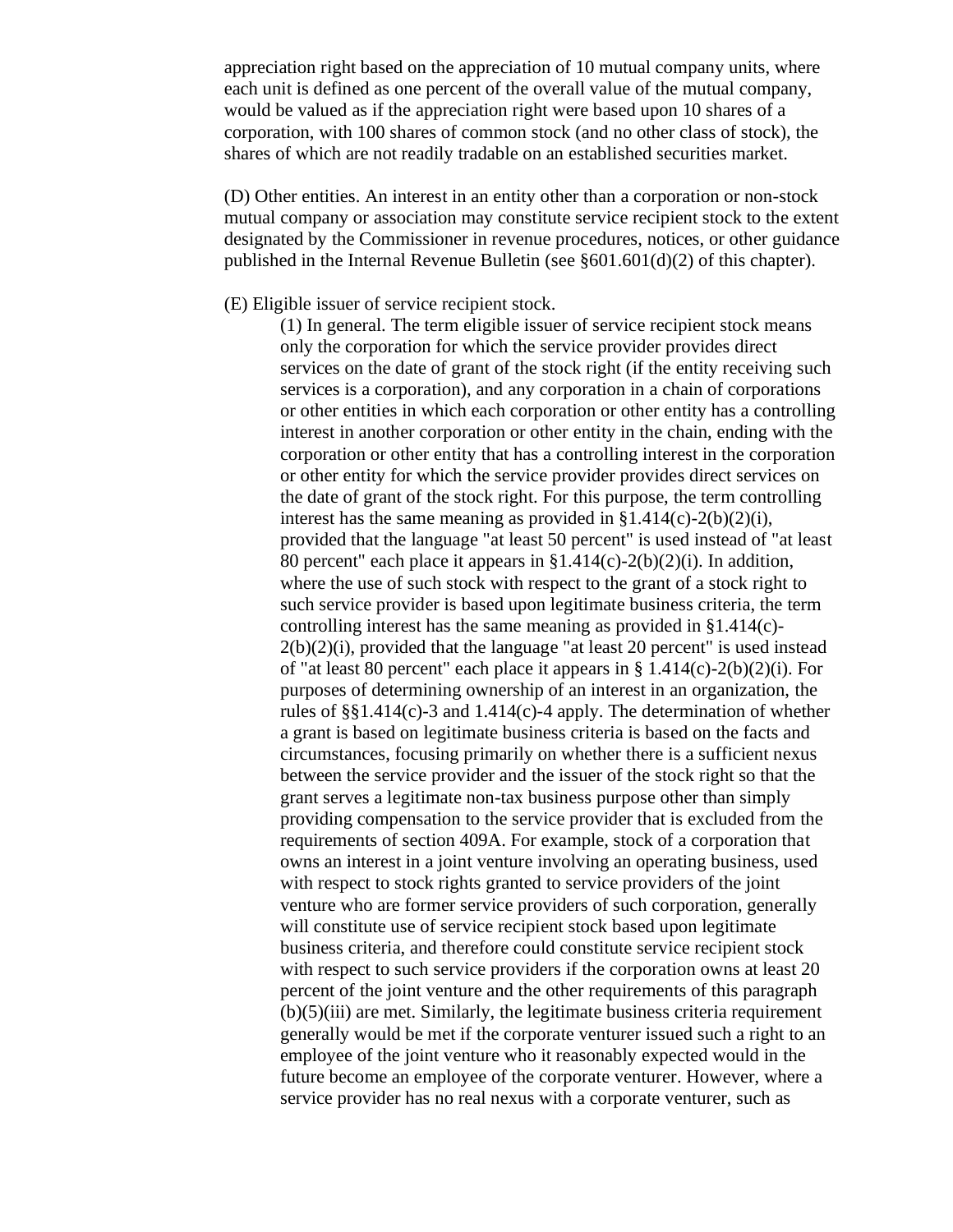appreciation right based on the appreciation of 10 mutual company units, where each unit is defined as one percent of the overall value of the mutual company, would be valued as if the appreciation right were based upon 10 shares of a corporation, with 100 shares of common stock (and no other class of stock), the shares of which are not readily tradable on an established securities market.

(D) Other entities. An interest in an entity other than a corporation or non-stock mutual company or association may constitute service recipient stock to the extent designated by the Commissioner in revenue procedures, notices, or other guidance published in the Internal Revenue Bulletin (see §601.601(d)(2) of this chapter).

(E) Eligible issuer of service recipient stock.

(1) In general. The term eligible issuer of service recipient stock means only the corporation for which the service provider provides direct services on the date of grant of the stock right (if the entity receiving such services is a corporation), and any corporation in a chain of corporations or other entities in which each corporation or other entity has a controlling interest in another corporation or other entity in the chain, ending with the corporation or other entity that has a controlling interest in the corporation or other entity for which the service provider provides direct services on the date of grant of the stock right. For this purpose, the term controlling interest has the same meaning as provided in §1.414(c)-2(b)(2)(i), provided that the language "at least 50 percent" is used instead of "at least 80 percent" each place it appears in §1.414(c)-2(b)(2)(i). In addition, where the use of such stock with respect to the grant of a stock right to such service provider is based upon legitimate business criteria, the term controlling interest has the same meaning as provided in §1.414(c)-2(b)(2)(i), provided that the language "at least 20 percent" is used instead of "at least 80 percent" each place it appears in § 1.414(c)-2(b)(2)(i). For purposes of determining ownership of an interest in an organization, the rules of §§1.414(c)-3 and 1.414(c)-4 apply. The determination of whether a grant is based on legitimate business criteria is based on the facts and circumstances, focusing primarily on whether there is a sufficient nexus between the service provider and the issuer of the stock right so that the grant serves a legitimate non-tax business purpose other than simply providing compensation to the service provider that is excluded from the requirements of section 409A. For example, stock of a corporation that owns an interest in a joint venture involving an operating business, used with respect to stock rights granted to service providers of the joint venture who are former service providers of such corporation, generally will constitute use of service recipient stock based upon legitimate business criteria, and therefore could constitute service recipient stock with respect to such service providers if the corporation owns at least 20 percent of the joint venture and the other requirements of this paragraph (b)(5)(iii) are met. Similarly, the legitimate business criteria requirement generally would be met if the corporate venturer issued such a right to an employee of the joint venture who it reasonably expected would in the future become an employee of the corporate venturer. However, where a service provider has no real nexus with a corporate venturer, such as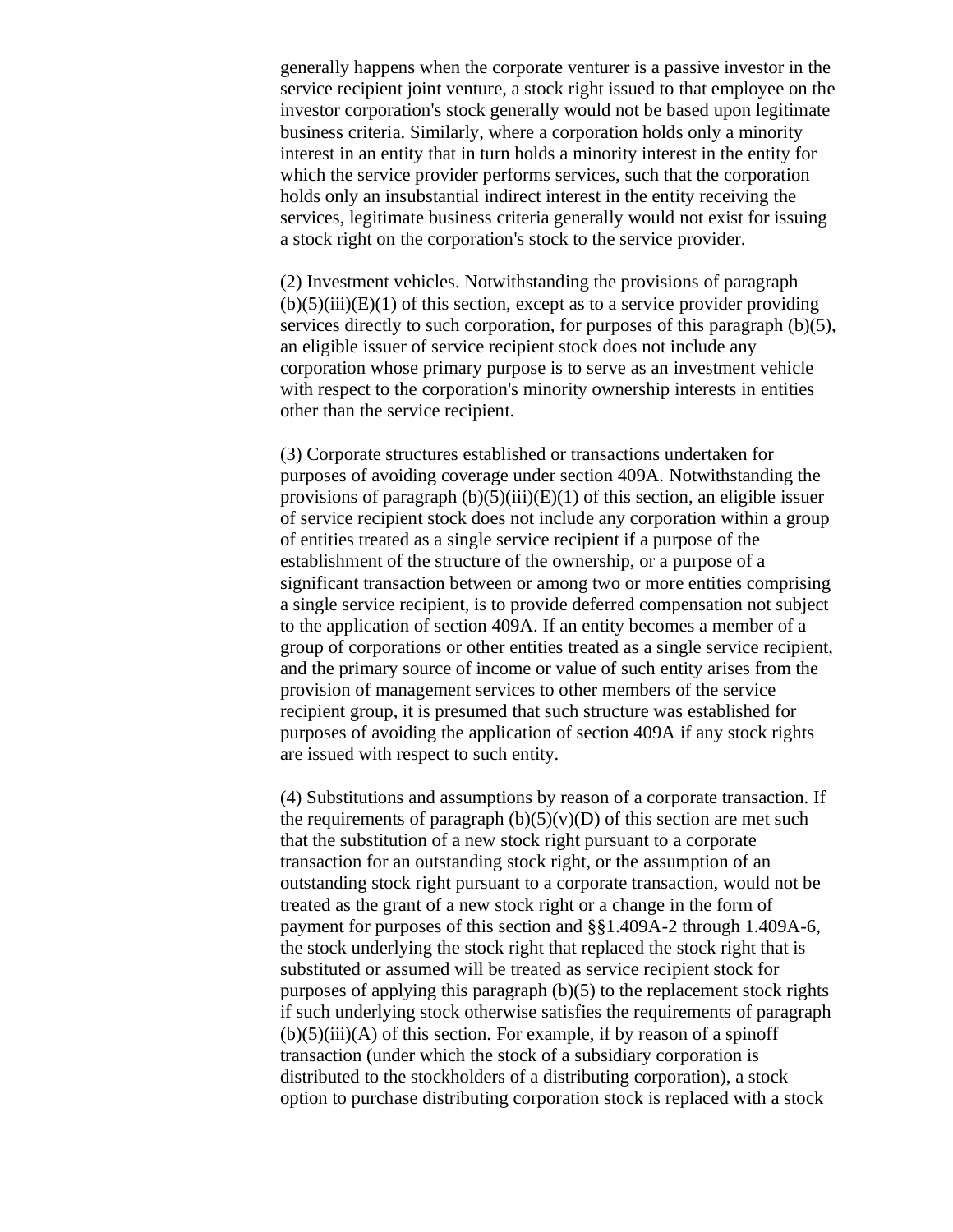generally happens when the corporate venturer is a passive investor in the service recipient joint venture, a stock right issued to that employee on the investor corporation's stock generally would not be based upon legitimate business criteria. Similarly, where a corporation holds only a minority interest in an entity that in turn holds a minority interest in the entity for which the service provider performs services, such that the corporation holds only an insubstantial indirect interest in the entity receiving the services, legitimate business criteria generally would not exist for issuing a stock right on the corporation's stock to the service provider.

(2) Investment vehicles. Notwithstanding the provisions of paragraph (b)(5)(iii)(E)(1) of this section, except as to a service provider providing services directly to such corporation, for purposes of this paragraph (b)(5), an eligible issuer of service recipient stock does not include any corporation whose primary purpose is to serve as an investment vehicle with respect to the corporation's minority ownership interests in entities other than the service recipient.

(3) Corporate structures established or transactions undertaken for purposes of avoiding coverage under section 409A. Notwithstanding the provisions of paragraph (b)(5)(iii)(E)(1) of this section, an eligible issuer of service recipient stock does not include any corporation within a group of entities treated as a single service recipient if a purpose of the establishment of the structure of the ownership, or a purpose of a significant transaction between or among two or more entities comprising a single service recipient, is to provide deferred compensation not subject to the application of section 409A. If an entity becomes a member of a group of corporations or other entities treated as a single service recipient, and the primary source of income or value of such entity arises from the provision of management services to other members of the service recipient group, it is presumed that such structure was established for purposes of avoiding the application of section 409A if any stock rights are issued with respect to such entity.

(4) Substitutions and assumptions by reason of a corporate transaction. If the requirements of paragraph (b)(5)(v)(D) of this section are met such that the substitution of a new stock right pursuant to a corporate transaction for an outstanding stock right, or the assumption of an outstanding stock right pursuant to a corporate transaction, would not be treated as the grant of a new stock right or a change in the form of payment for purposes of this section and §§1.409A-2 through 1.409A-6, the stock underlying the stock right that replaced the stock right that is substituted or assumed will be treated as service recipient stock for purposes of applying this paragraph (b)(5) to the replacement stock rights if such underlying stock otherwise satisfies the requirements of paragraph (b)(5)(iii)(A) of this section. For example, if by reason of a spinoff transaction (under which the stock of a subsidiary corporation is distributed to the stockholders of a distributing corporation), a stock option to purchase distributing corporation stock is replaced with a stock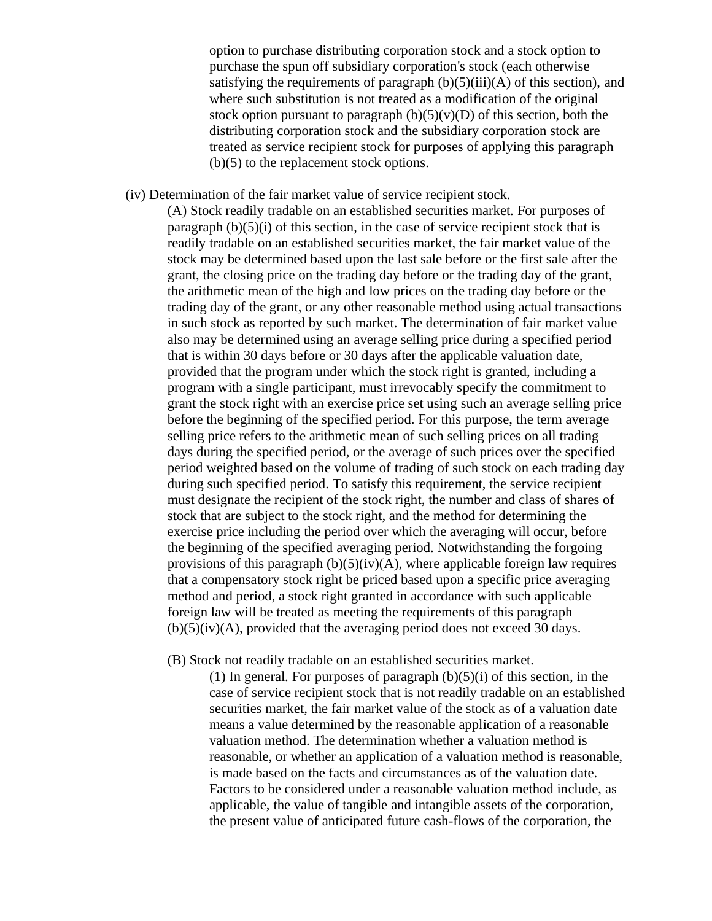option to purchase distributing corporation stock and a stock option to purchase the spun off subsidiary corporation's stock (each otherwise satisfying the requirements of paragraph (b)(5)(iii)(A) of this section), and where such substitution is not treated as a modification of the original stock option pursuant to paragraph (b)(5)(v)(D) of this section, both the distributing corporation stock and the subsidiary corporation stock are treated as service recipient stock for purposes of applying this paragraph (b)(5) to the replacement stock options.

(iv) Determination of the fair market value of service recipient stock.

(A) Stock readily tradable on an established securities market. For purposes of paragraph (b)(5)(i) of this section, in the case of service recipient stock that is readily tradable on an established securities market, the fair market value of the stock may be determined based upon the last sale before or the first sale after the grant, the closing price on the trading day before or the trading day of the grant, the arithmetic mean of the high and low prices on the trading day before or the trading day of the grant, or any other reasonable method using actual transactions in such stock as reported by such market. The determination of fair market value also may be determined using an average selling price during a specified period that is within 30 days before or 30 days after the applicable valuation date, provided that the program under which the stock right is granted, including a program with a single participant, must irrevocably specify the commitment to grant the stock right with an exercise price set using such an average selling price before the beginning of the specified period. For this purpose, the term average selling price refers to the arithmetic mean of such selling prices on all trading days during the specified period, or the average of such prices over the specified period weighted based on the volume of trading of such stock on each trading day during such specified period. To satisfy this requirement, the service recipient must designate the recipient of the stock right, the number and class of shares of stock that are subject to the stock right, and the method for determining the exercise price including the period over which the averaging will occur, before the beginning of the specified averaging period. Notwithstanding the forgoing provisions of this paragraph (b)(5)(iv)(A), where applicable foreign law requires that a compensatory stock right be priced based upon a specific price averaging method and period, a stock right granted in accordance with such applicable foreign law will be treated as meeting the requirements of this paragraph (b)(5)(iv)(A), provided that the averaging period does not exceed 30 days.

(B) Stock not readily tradable on an established securities market.

(1) In general. For purposes of paragraph (b)(5)(i) of this section, in the case of service recipient stock that is not readily tradable on an established securities market, the fair market value of the stock as of a valuation date means a value determined by the reasonable application of a reasonable valuation method. The determination whether a valuation method is reasonable, or whether an application of a valuation method is reasonable, is made based on the facts and circumstances as of the valuation date. Factors to be considered under a reasonable valuation method include, as applicable, the value of tangible and intangible assets of the corporation, the present value of anticipated future cash-flows of the corporation, the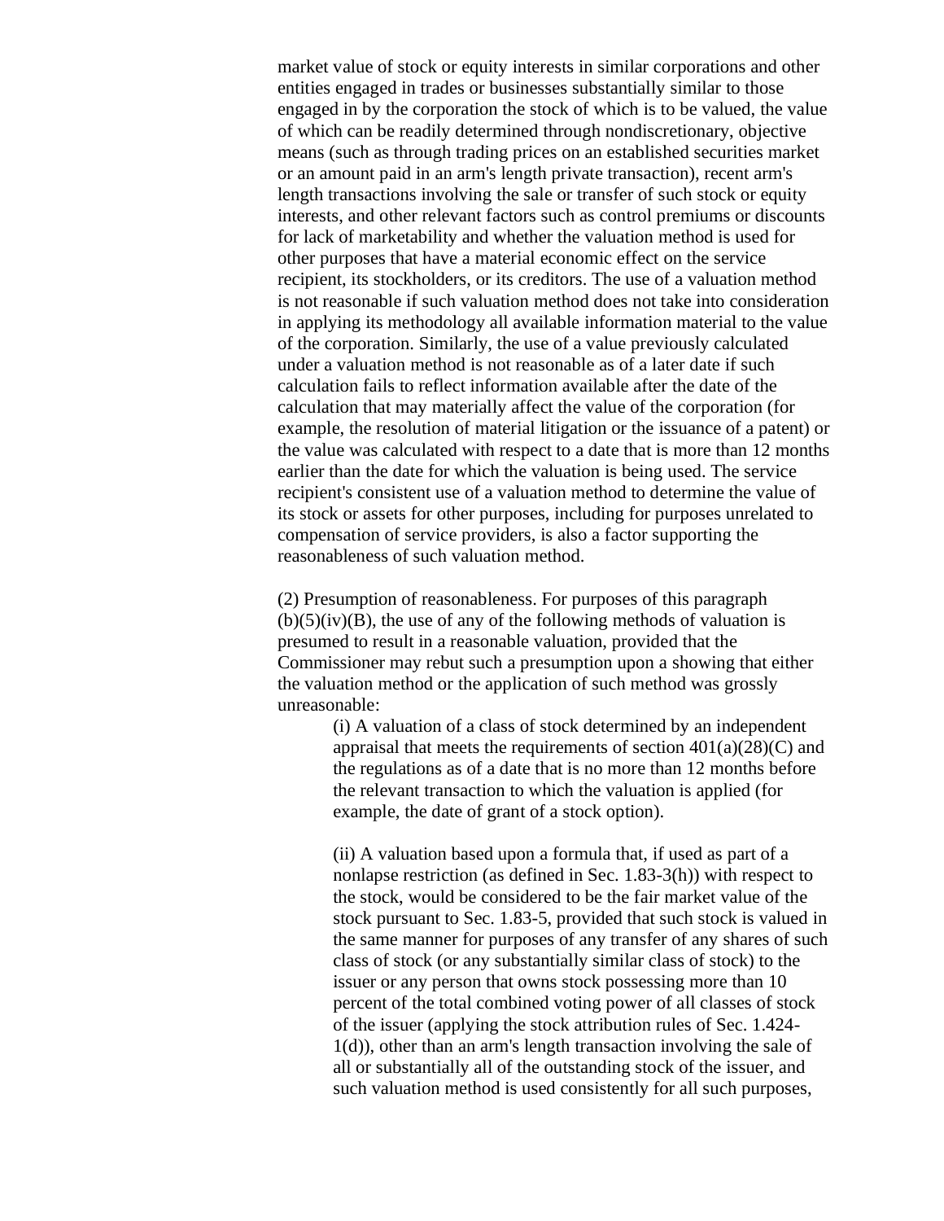market value of stock or equity interests in similar corporations and other entities engaged in trades or businesses substantially similar to those engaged in by the corporation the stock of which is to be valued, the value of which can be readily determined through nondiscretionary, objective means (such as through trading prices on an established securities market or an amount paid in an arm's length private transaction), recent arm's length transactions involving the sale or transfer of such stock or equity interests, and other relevant factors such as control premiums or discounts for lack of marketability and whether the valuation method is used for other purposes that have a material economic effect on the service recipient, its stockholders, or its creditors. The use of a valuation method is not reasonable if such valuation method does not take into consideration in applying its methodology all available information material to the value of the corporation. Similarly, the use of a value previously calculated under a valuation method is not reasonable as of a later date if such calculation fails to reflect information available after the date of the calculation that may materially affect the value of the corporation (for example, the resolution of material litigation or the issuance of a patent) or the value was calculated with respect to a date that is more than 12 months earlier than the date for which the valuation is being used. The service recipient's consistent use of a valuation method to determine the value of its stock or assets for other purposes, including for purposes unrelated to compensation of service providers, is also a factor supporting the reasonableness of such valuation method.

(2) Presumption of reasonableness. For purposes of this paragraph (b)(5)(iv)(B), the use of any of the following methods of valuation is presumed to result in a reasonable valuation, provided that the Commissioner may rebut such a presumption upon a showing that either the valuation method or the application of such method was grossly unreasonable:

> (i) A valuation of a class of stock determined by an independent appraisal that meets the requirements of section 401(a)(28)(C) and the regulations as of a date that is no more than 12 months before the relevant transaction to which the valuation is applied (for example, the date of grant of a stock option).
>
> (ii) A valuation based upon a formula that, if used as part of a nonlapse restriction (as defined in Sec. 1.83-3(h)) with respect to the stock, would be considered to be the fair market value of the stock pursuant to Sec. 1.83-5, provided that such stock is valued in the same manner for purposes of any transfer of any shares of such class of stock (or any substantially similar class of stock) to the issuer or any person that owns stock possessing more than 10 percent of the total combined voting power of all classes of stock of the issuer (applying the stock attribution rules of Sec. 1.424-1(d)), other than an arm's length transaction involving the sale of all or substantially all of the outstanding stock of the issuer, and such valuation method is used consistently for all such purposes,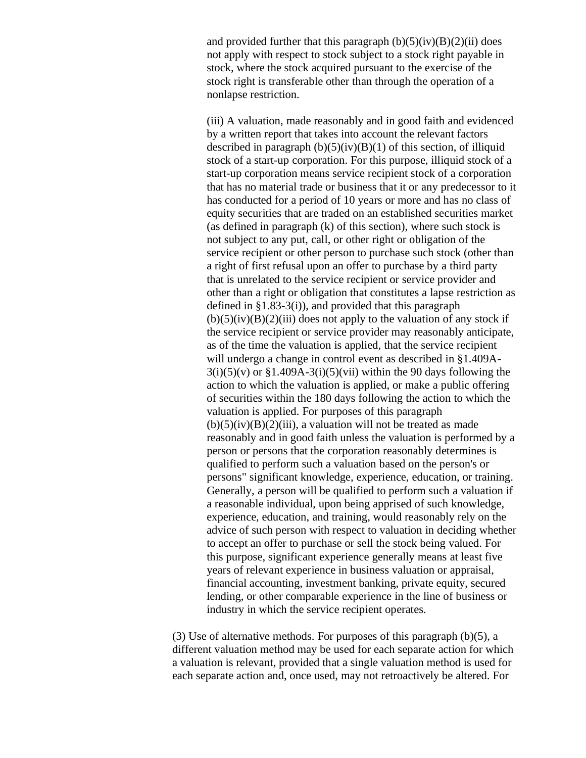and provided further that this paragraph (b)(5)(iv)(B)(2)(ii) does not apply with respect to stock subject to a stock right payable in stock, where the stock acquired pursuant to the exercise of the stock right is transferable other than through the operation of a nonlapse restriction.

(iii) A valuation, made reasonably and in good faith and evidenced by a written report that takes into account the relevant factors described in paragraph (b)(5)(iv)(B)(1) of this section, of illiquid stock of a start-up corporation. For this purpose, illiquid stock of a start-up corporation means service recipient stock of a corporation that has no material trade or business that it or any predecessor to it has conducted for a period of 10 years or more and has no class of equity securities that are traded on an established securities market (as defined in paragraph (k) of this section), where such stock is not subject to any put, call, or other right or obligation of the service recipient or other person to purchase such stock (other than a right of first refusal upon an offer to purchase by a third party that is unrelated to the service recipient or service provider and other than a right or obligation that constitutes a lapse restriction as defined in §1.83-3(i)), and provided that this paragraph (b)(5)(iv)(B)(2)(iii) does not apply to the valuation of any stock if the service recipient or service provider may reasonably anticipate, as of the time the valuation is applied, that the service recipient will undergo a change in control event as described in §1.409A-3(i)(5)(v) or §1.409A-3(i)(5)(vii) within the 90 days following the action to which the valuation is applied, or make a public offering of securities within the 180 days following the action to which the valuation is applied. For purposes of this paragraph (b)(5)(iv)(B)(2)(iii), a valuation will not be treated as made reasonably and in good faith unless the valuation is performed by a person or persons that the corporation reasonably determines is qualified to perform such a valuation based on the person's or persons" significant knowledge, experience, education, or training. Generally, a person will be qualified to perform such a valuation if a reasonable individual, upon being apprised of such knowledge, experience, education, and training, would reasonably rely on the advice of such person with respect to valuation in deciding whether to accept an offer to purchase or sell the stock being valued. For this purpose, significant experience generally means at least five years of relevant experience in business valuation or appraisal, financial accounting, investment banking, private equity, secured lending, or other comparable experience in the line of business or industry in which the service recipient operates.

(3) Use of alternative methods. For purposes of this paragraph (b)(5), a different valuation method may be used for each separate action for which a valuation is relevant, provided that a single valuation method is used for each separate action and, once used, may not retroactively be altered. For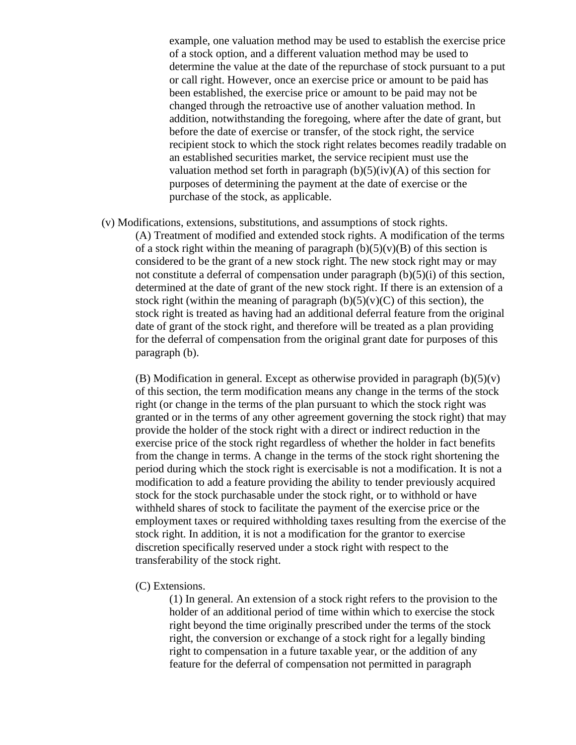example, one valuation method may be used to establish the exercise price of a stock option, and a different valuation method may be used to determine the value at the date of the repurchase of stock pursuant to a put or call right. However, once an exercise price or amount to be paid has been established, the exercise price or amount to be paid may not be changed through the retroactive use of another valuation method. In addition, notwithstanding the foregoing, where after the date of grant, but before the date of exercise or transfer, of the stock right, the service recipient stock to which the stock right relates becomes readily tradable on an established securities market, the service recipient must use the valuation method set forth in paragraph (b)(5)(iv)(A) of this section for purposes of determining the payment at the date of exercise or the purchase of the stock, as applicable.

(v) Modifications, extensions, substitutions, and assumptions of stock rights.

(A) Treatment of modified and extended stock rights. A modification of the terms of a stock right within the meaning of paragraph (b)(5)(v)(B) of this section is considered to be the grant of a new stock right. The new stock right may or may not constitute a deferral of compensation under paragraph (b)(5)(i) of this section, determined at the date of grant of the new stock right. If there is an extension of a stock right (within the meaning of paragraph (b)(5)(v)(C) of this section), the stock right is treated as having had an additional deferral feature from the original date of grant of the stock right, and therefore will be treated as a plan providing for the deferral of compensation from the original grant date for purposes of this paragraph (b).

(B) Modification in general. Except as otherwise provided in paragraph (b)(5)(v) of this section, the term modification means any change in the terms of the stock right (or change in the terms of the plan pursuant to which the stock right was granted or in the terms of any other agreement governing the stock right) that may provide the holder of the stock right with a direct or indirect reduction in the exercise price of the stock right regardless of whether the holder in fact benefits from the change in terms. A change in the terms of the stock right shortening the period during which the stock right is exercisable is not a modification. It is not a modification to add a feature providing the ability to tender previously acquired stock for the stock purchasable under the stock right, or to withhold or have withheld shares of stock to facilitate the payment of the exercise price or the employment taxes or required withholding taxes resulting from the exercise of the stock right. In addition, it is not a modification for the grantor to exercise discretion specifically reserved under a stock right with respect to the transferability of the stock right.

(C) Extensions.

(1) In general. An extension of a stock right refers to the provision to the holder of an additional period of time within which to exercise the stock right beyond the time originally prescribed under the terms of the stock right, the conversion or exchange of a stock right for a legally binding right to compensation in a future taxable year, or the addition of any feature for the deferral of compensation not permitted in paragraph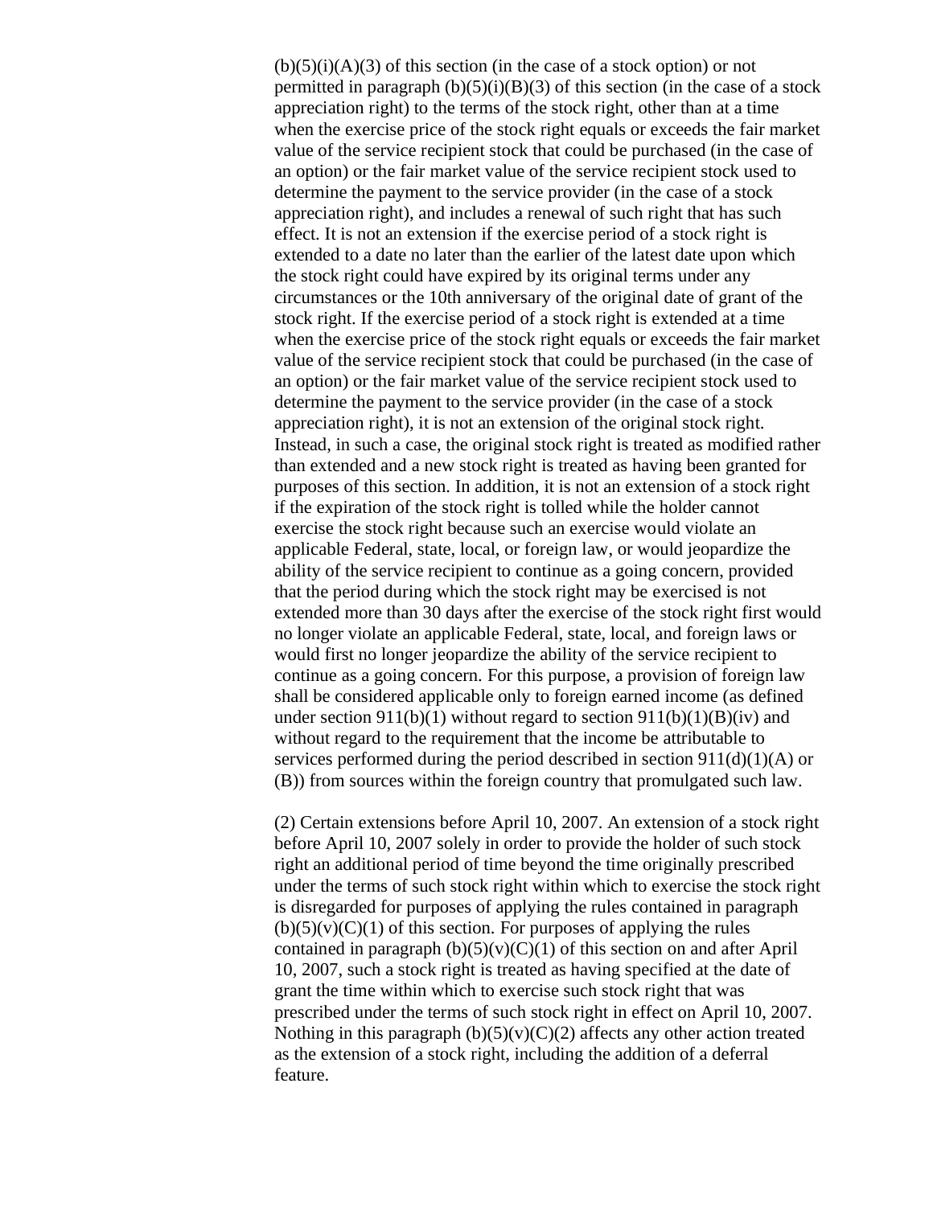(b)(5)(i)(A)(3) of this section (in the case of a stock option) or not permitted in paragraph (b)(5)(i)(B)(3) of this section (in the case of a stock appreciation right) to the terms of the stock right, other than at a time when the exercise price of the stock right equals or exceeds the fair market value of the service recipient stock that could be purchased (in the case of an option) or the fair market value of the service recipient stock used to determine the payment to the service provider (in the case of a stock appreciation right), and includes a renewal of such right that has such effect. It is not an extension if the exercise period of a stock right is extended to a date no later than the earlier of the latest date upon which the stock right could have expired by its original terms under any circumstances or the 10th anniversary of the original date of grant of the stock right. If the exercise period of a stock right is extended at a time when the exercise price of the stock right equals or exceeds the fair market value of the service recipient stock that could be purchased (in the case of an option) or the fair market value of the service recipient stock used to determine the payment to the service provider (in the case of a stock appreciation right), it is not an extension of the original stock right. Instead, in such a case, the original stock right is treated as modified rather than extended and a new stock right is treated as having been granted for purposes of this section. In addition, it is not an extension of a stock right if the expiration of the stock right is tolled while the holder cannot exercise the stock right because such an exercise would violate an applicable Federal, state, local, or foreign law, or would jeopardize the ability of the service recipient to continue as a going concern, provided that the period during which the stock right may be exercised is not extended more than 30 days after the exercise of the stock right first would no longer violate an applicable Federal, state, local, and foreign laws or would first no longer jeopardize the ability of the service recipient to continue as a going concern. For this purpose, a provision of foreign law shall be considered applicable only to foreign earned income (as defined under section 911(b)(1) without regard to section 911(b)(1)(B)(iv) and without regard to the requirement that the income be attributable to services performed during the period described in section 911(d)(1)(A) or (B)) from sources within the foreign country that promulgated such law.

(2) Certain extensions before April 10, 2007. An extension of a stock right before April 10, 2007 solely in order to provide the holder of such stock right an additional period of time beyond the time originally prescribed under the terms of such stock right within which to exercise the stock right is disregarded for purposes of applying the rules contained in paragraph (b)(5)(v)(C)(1) of this section. For purposes of applying the rules contained in paragraph (b)(5)(v)(C)(1) of this section on and after April 10, 2007, such a stock right is treated as having specified at the date of grant the time within which to exercise such stock right that was prescribed under the terms of such stock right in effect on April 10, 2007. Nothing in this paragraph (b)(5)(v)(C)(2) affects any other action treated as the extension of a stock right, including the addition of a deferral feature.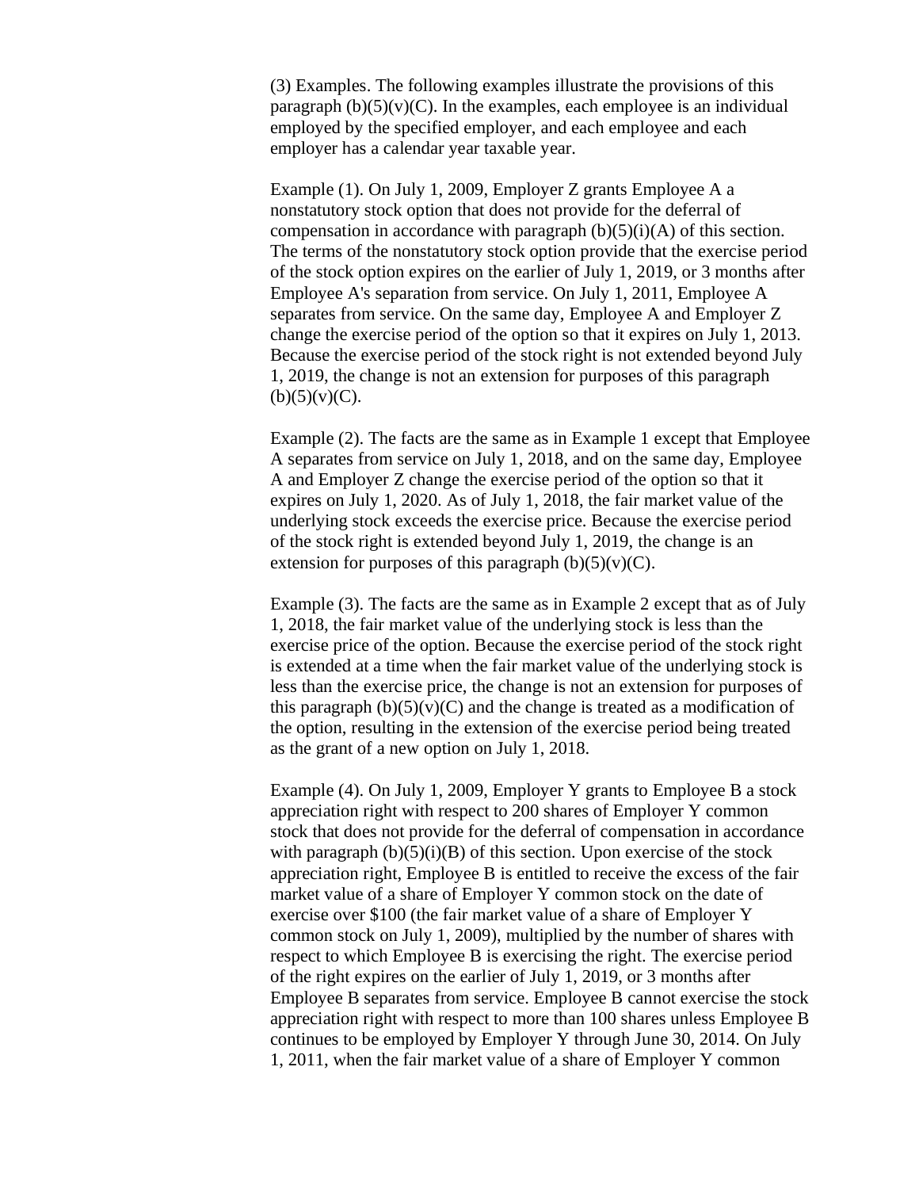(3) Examples. The following examples illustrate the provisions of this paragraph (b)(5)(v)(C). In the examples, each employee is an individual employed by the specified employer, and each employee and each employer has a calendar year taxable year.

Example (1). On July 1, 2009, Employer Z grants Employee A a nonstatutory stock option that does not provide for the deferral of compensation in accordance with paragraph (b)(5)(i)(A) of this section. The terms of the nonstatutory stock option provide that the exercise period of the stock option expires on the earlier of July 1, 2019, or 3 months after Employee A's separation from service. On July 1, 2011, Employee A separates from service. On the same day, Employee A and Employer Z change the exercise period of the option so that it expires on July 1, 2013. Because the exercise period of the stock right is not extended beyond July 1, 2019, the change is not an extension for purposes of this paragraph (b)(5)(v)(C).

Example (2). The facts are the same as in Example 1 except that Employee A separates from service on July 1, 2018, and on the same day, Employee A and Employer Z change the exercise period of the option so that it expires on July 1, 2020. As of July 1, 2018, the fair market value of the underlying stock exceeds the exercise price. Because the exercise period of the stock right is extended beyond July 1, 2019, the change is an extension for purposes of this paragraph (b)(5)(v)(C).

Example (3). The facts are the same as in Example 2 except that as of July 1, 2018, the fair market value of the underlying stock is less than the exercise price of the option. Because the exercise period of the stock right is extended at a time when the fair market value of the underlying stock is less than the exercise price, the change is not an extension for purposes of this paragraph (b)(5)(v)(C) and the change is treated as a modification of the option, resulting in the extension of the exercise period being treated as the grant of a new option on July 1, 2018.

Example (4). On July 1, 2009, Employer Y grants to Employee B a stock appreciation right with respect to 200 shares of Employer Y common stock that does not provide for the deferral of compensation in accordance with paragraph (b)(5)(i)(B) of this section. Upon exercise of the stock appreciation right, Employee B is entitled to receive the excess of the fair market value of a share of Employer Y common stock on the date of exercise over $100 (the fair market value of a share of Employer Y common stock on July 1, 2009), multiplied by the number of shares with respect to which Employee B is exercising the right. The exercise period of the right expires on the earlier of July 1, 2019, or 3 months after Employee B separates from service. Employee B cannot exercise the stock appreciation right with respect to more than 100 shares unless Employee B continues to be employed by Employer Y through June 30, 2014. On July 1, 2011, when the fair market value of a share of Employer Y common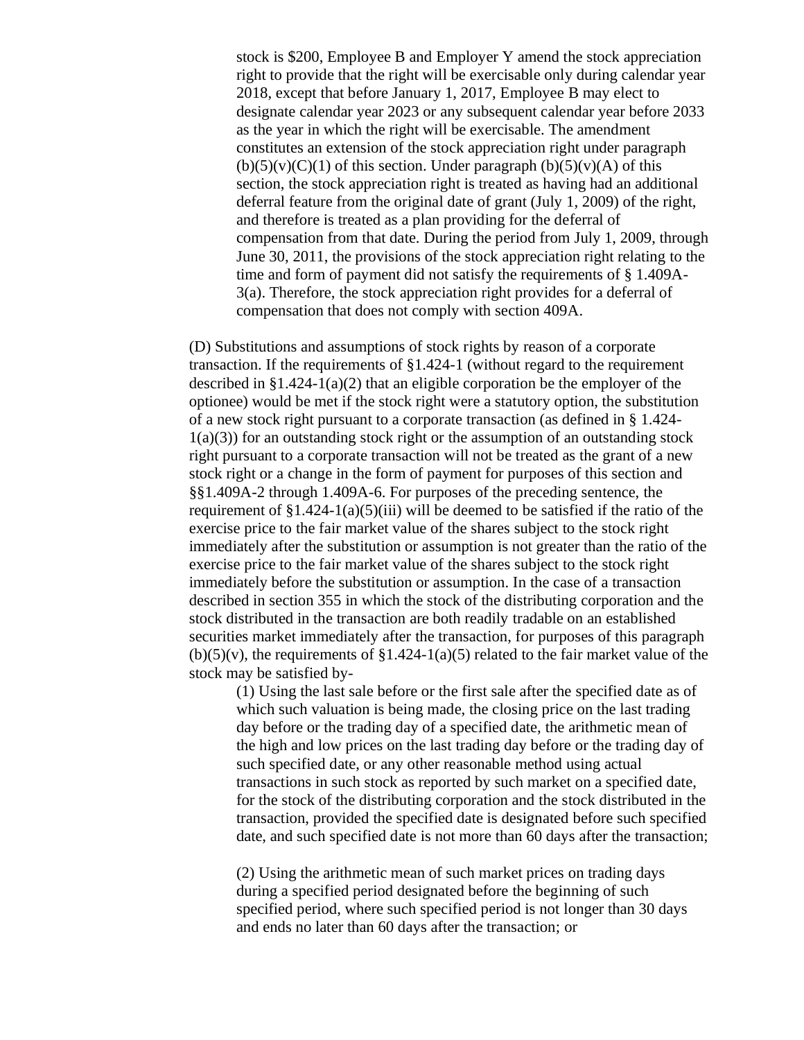stock is $200, Employee B and Employer Y amend the stock appreciation right to provide that the right will be exercisable only during calendar year 2018, except that before January 1, 2017, Employee B may elect to designate calendar year 2023 or any subsequent calendar year before 2033 as the year in which the right will be exercisable. The amendment constitutes an extension of the stock appreciation right under paragraph (b)(5)(v)(C)(1) of this section. Under paragraph (b)(5)(v)(A) of this section, the stock appreciation right is treated as having had an additional deferral feature from the original date of grant (July 1, 2009) of the right, and therefore is treated as a plan providing for the deferral of compensation from that date. During the period from July 1, 2009, through June 30, 2011, the provisions of the stock appreciation right relating to the time and form of payment did not satisfy the requirements of § 1.409A-3(a). Therefore, the stock appreciation right provides for a deferral of compensation that does not comply with section 409A.

(D) Substitutions and assumptions of stock rights by reason of a corporate transaction. If the requirements of §1.424-1 (without regard to the requirement described in §1.424-1(a)(2) that an eligible corporation be the employer of the optionee) would be met if the stock right were a statutory option, the substitution of a new stock right pursuant to a corporate transaction (as defined in § 1.424-1(a)(3)) for an outstanding stock right or the assumption of an outstanding stock right pursuant to a corporate transaction will not be treated as the grant of a new stock right or a change in the form of payment for purposes of this section and §§1.409A-2 through 1.409A-6. For purposes of the preceding sentence, the requirement of §1.424-1(a)(5)(iii) will be deemed to be satisfied if the ratio of the exercise price to the fair market value of the shares subject to the stock right immediately after the substitution or assumption is not greater than the ratio of the exercise price to the fair market value of the shares subject to the stock right immediately before the substitution or assumption. In the case of a transaction described in section 355 in which the stock of the distributing corporation and the stock distributed in the transaction are both readily tradable on an established securities market immediately after the transaction, for purposes of this paragraph (b)(5)(v), the requirements of §1.424-1(a)(5) related to the fair market value of the stock may be satisfied by-

(1) Using the last sale before or the first sale after the specified date as of which such valuation is being made, the closing price on the last trading day before or the trading day of a specified date, the arithmetic mean of the high and low prices on the last trading day before or the trading day of such specified date, or any other reasonable method using actual transactions in such stock as reported by such market on a specified date, for the stock of the distributing corporation and the stock distributed in the transaction, provided the specified date is designated before such specified date, and such specified date is not more than 60 days after the transaction;

(2) Using the arithmetic mean of such market prices on trading days during a specified period designated before the beginning of such specified period, where such specified period is not longer than 30 days and ends no later than 60 days after the transaction; or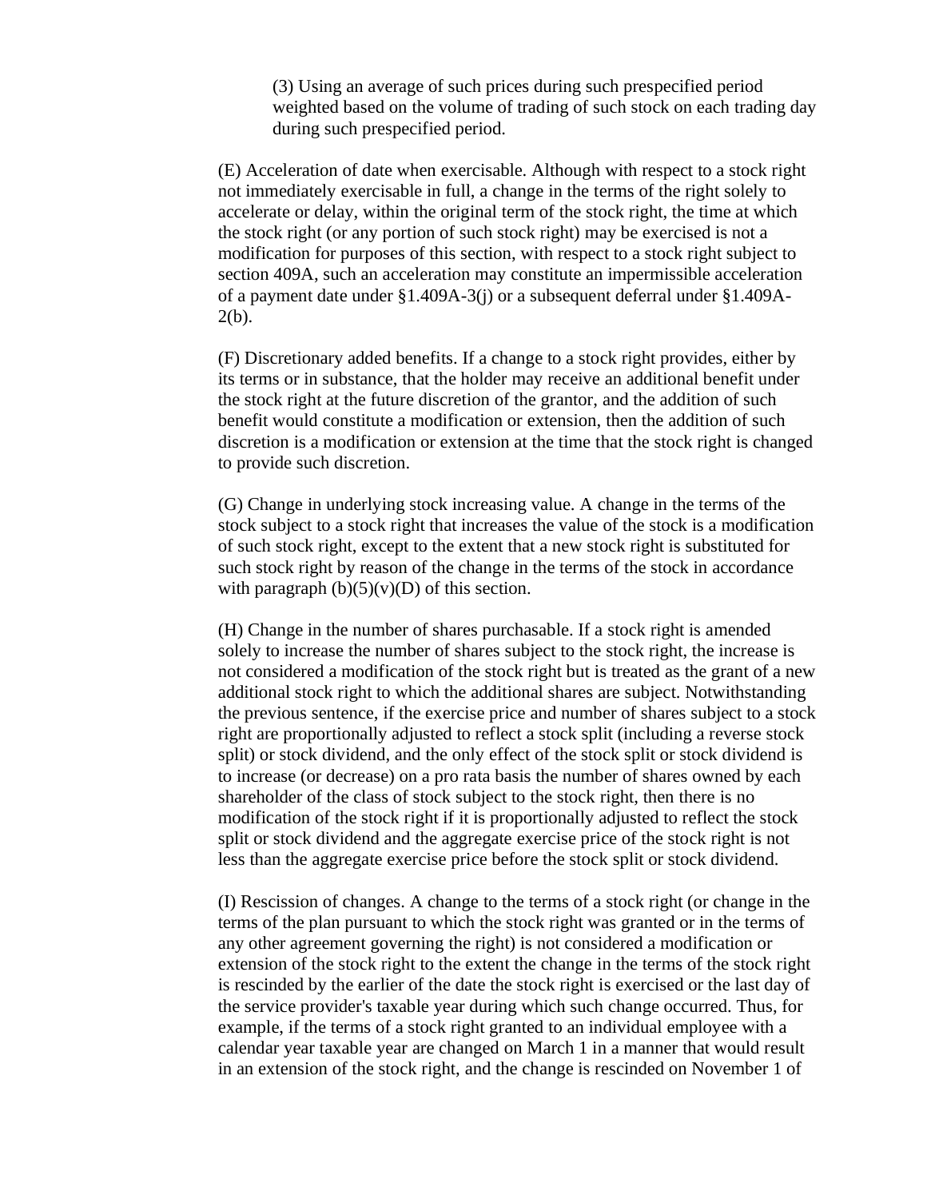(3) Using an average of such prices during such prespecified period weighted based on the volume of trading of such stock on each trading day during such prespecified period.

(E) Acceleration of date when exercisable. Although with respect to a stock right not immediately exercisable in full, a change in the terms of the right solely to accelerate or delay, within the original term of the stock right, the time at which the stock right (or any portion of such stock right) may be exercised is not a modification for purposes of this section, with respect to a stock right subject to section 409A, such an acceleration may constitute an impermissible acceleration of a payment date under §1.409A-3(j) or a subsequent deferral under §1.409A-2(b).

(F) Discretionary added benefits. If a change to a stock right provides, either by its terms or in substance, that the holder may receive an additional benefit under the stock right at the future discretion of the grantor, and the addition of such benefit would constitute a modification or extension, then the addition of such discretion is a modification or extension at the time that the stock right is changed to provide such discretion.

(G) Change in underlying stock increasing value. A change in the terms of the stock subject to a stock right that increases the value of the stock is a modification of such stock right, except to the extent that a new stock right is substituted for such stock right by reason of the change in the terms of the stock in accordance with paragraph (b)(5)(v)(D) of this section.

(H) Change in the number of shares purchasable. If a stock right is amended solely to increase the number of shares subject to the stock right, the increase is not considered a modification of the stock right but is treated as the grant of a new additional stock right to which the additional shares are subject. Notwithstanding the previous sentence, if the exercise price and number of shares subject to a stock right are proportionally adjusted to reflect a stock split (including a reverse stock split) or stock dividend, and the only effect of the stock split or stock dividend is to increase (or decrease) on a pro rata basis the number of shares owned by each shareholder of the class of stock subject to the stock right, then there is no modification of the stock right if it is proportionally adjusted to reflect the stock split or stock dividend and the aggregate exercise price of the stock right is not less than the aggregate exercise price before the stock split or stock dividend.

(I) Rescission of changes. A change to the terms of a stock right (or change in the terms of the plan pursuant to which the stock right was granted or in the terms of any other agreement governing the right) is not considered a modification or extension of the stock right to the extent the change in the terms of the stock right is rescinded by the earlier of the date the stock right is exercised or the last day of the service provider's taxable year during which such change occurred. Thus, for example, if the terms of a stock right granted to an individual employee with a calendar year taxable year are changed on March 1 in a manner that would result in an extension of the stock right, and the change is rescinded on November 1 of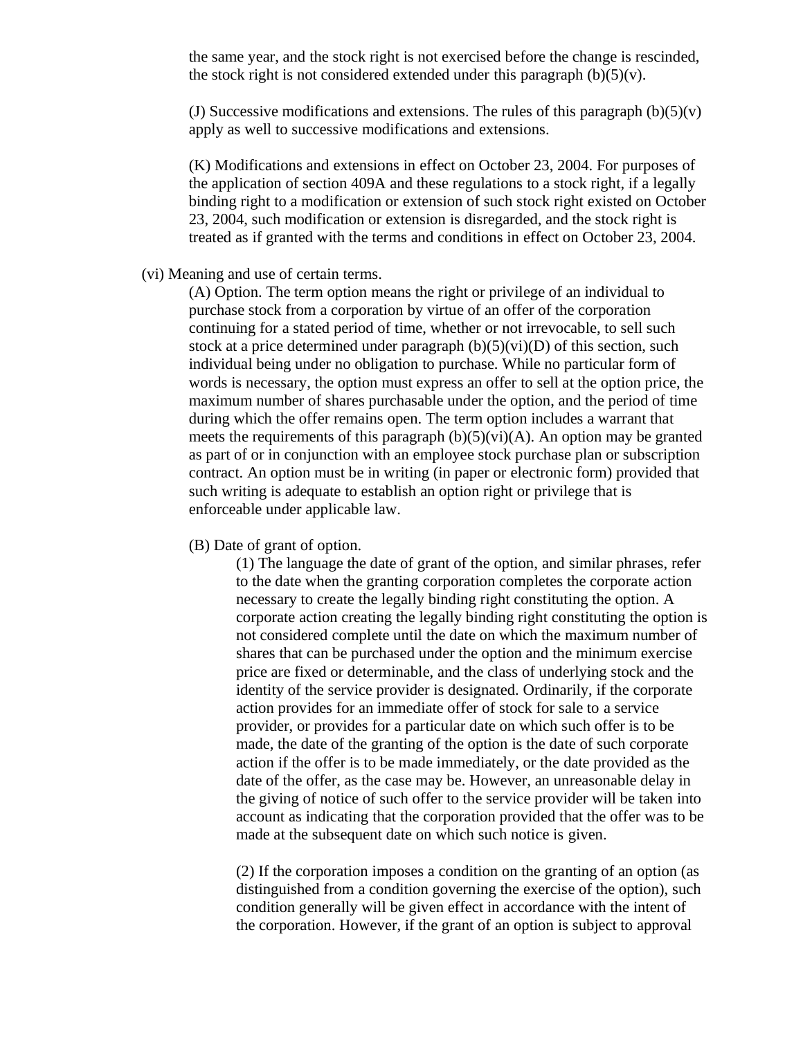the same year, and the stock right is not exercised before the change is rescinded, the stock right is not considered extended under this paragraph (b)(5)(v).

(J) Successive modifications and extensions. The rules of this paragraph (b)(5)(v) apply as well to successive modifications and extensions.

(K) Modifications and extensions in effect on October 23, 2004. For purposes of the application of section 409A and these regulations to a stock right, if a legally binding right to a modification or extension of such stock right existed on October 23, 2004, such modification or extension is disregarded, and the stock right is treated as if granted with the terms and conditions in effect on October 23, 2004.

(vi) Meaning and use of certain terms.

(A) Option. The term option means the right or privilege of an individual to purchase stock from a corporation by virtue of an offer of the corporation continuing for a stated period of time, whether or not irrevocable, to sell such stock at a price determined under paragraph (b)(5)(vi)(D) of this section, such individual being under no obligation to purchase. While no particular form of words is necessary, the option must express an offer to sell at the option price, the maximum number of shares purchasable under the option, and the period of time during which the offer remains open. The term option includes a warrant that meets the requirements of this paragraph (b)(5)(vi)(A). An option may be granted as part of or in conjunction with an employee stock purchase plan or subscription contract. An option must be in writing (in paper or electronic form) provided that such writing is adequate to establish an option right or privilege that is enforceable under applicable law.

(B) Date of grant of option.

(1) The language the date of grant of the option, and similar phrases, refer to the date when the granting corporation completes the corporate action necessary to create the legally binding right constituting the option. A corporate action creating the legally binding right constituting the option is not considered complete until the date on which the maximum number of shares that can be purchased under the option and the minimum exercise price are fixed or determinable, and the class of underlying stock and the identity of the service provider is designated. Ordinarily, if the corporate action provides for an immediate offer of stock for sale to a service provider, or provides for a particular date on which such offer is to be made, the date of the granting of the option is the date of such corporate action if the offer is to be made immediately, or the date provided as the date of the offer, as the case may be. However, an unreasonable delay in the giving of notice of such offer to the service provider will be taken into account as indicating that the corporation provided that the offer was to be made at the subsequent date on which such notice is given.

(2) If the corporation imposes a condition on the granting of an option (as distinguished from a condition governing the exercise of the option), such condition generally will be given effect in accordance with the intent of the corporation. However, if the grant of an option is subject to approval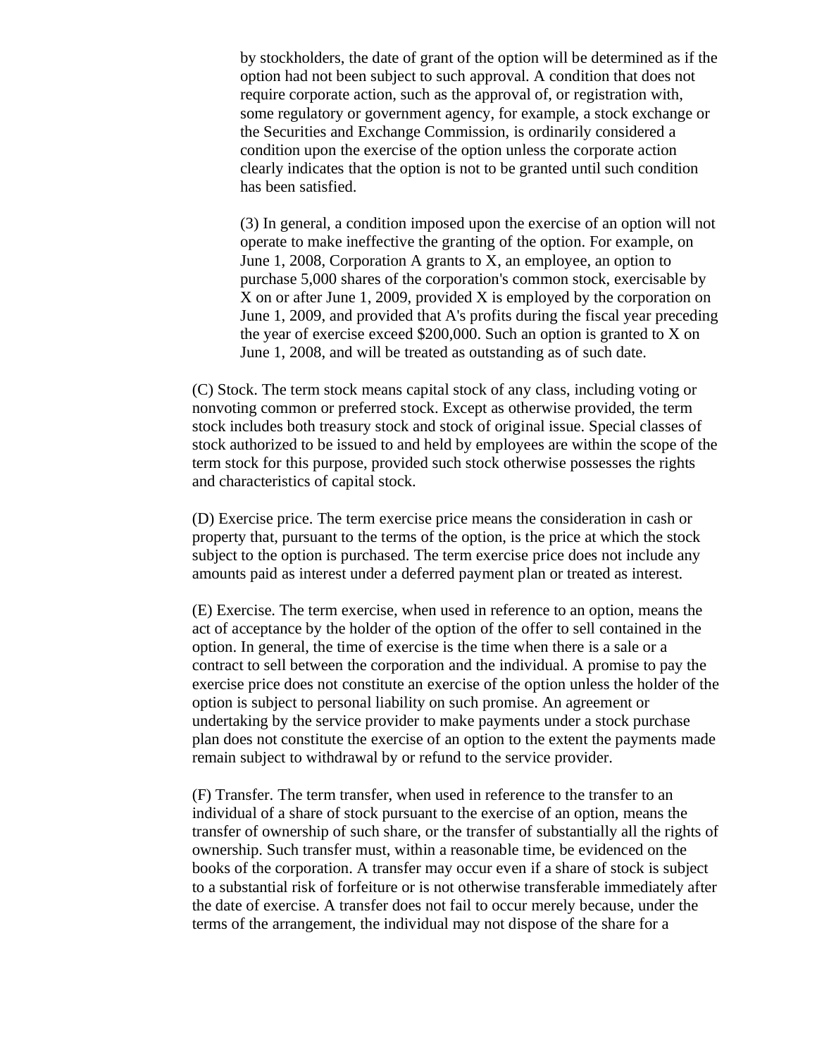by stockholders, the date of grant of the option will be determined as if the option had not been subject to such approval. A condition that does not require corporate action, such as the approval of, or registration with, some regulatory or government agency, for example, a stock exchange or the Securities and Exchange Commission, is ordinarily considered a condition upon the exercise of the option unless the corporate action clearly indicates that the option is not to be granted until such condition has been satisfied.

(3) In general, a condition imposed upon the exercise of an option will not operate to make ineffective the granting of the option. For example, on June 1, 2008, Corporation A grants to X, an employee, an option to purchase 5,000 shares of the corporation's common stock, exercisable by X on or after June 1, 2009, provided X is employed by the corporation on June 1, 2009, and provided that A's profits during the fiscal year preceding the year of exercise exceed $200,000. Such an option is granted to X on June 1, 2008, and will be treated as outstanding as of such date.

(C) Stock. The term stock means capital stock of any class, including voting or nonvoting common or preferred stock. Except as otherwise provided, the term stock includes both treasury stock and stock of original issue. Special classes of stock authorized to be issued to and held by employees are within the scope of the term stock for this purpose, provided such stock otherwise possesses the rights and characteristics of capital stock.

(D) Exercise price. The term exercise price means the consideration in cash or property that, pursuant to the terms of the option, is the price at which the stock subject to the option is purchased. The term exercise price does not include any amounts paid as interest under a deferred payment plan or treated as interest.

(E) Exercise. The term exercise, when used in reference to an option, means the act of acceptance by the holder of the option of the offer to sell contained in the option. In general, the time of exercise is the time when there is a sale or a contract to sell between the corporation and the individual. A promise to pay the exercise price does not constitute an exercise of the option unless the holder of the option is subject to personal liability on such promise. An agreement or undertaking by the service provider to make payments under a stock purchase plan does not constitute the exercise of an option to the extent the payments made remain subject to withdrawal by or refund to the service provider.

(F) Transfer. The term transfer, when used in reference to the transfer to an individual of a share of stock pursuant to the exercise of an option, means the transfer of ownership of such share, or the transfer of substantially all the rights of ownership. Such transfer must, within a reasonable time, be evidenced on the books of the corporation. A transfer may occur even if a share of stock is subject to a substantial risk of forfeiture or is not otherwise transferable immediately after the date of exercise. A transfer does not fail to occur merely because, under the terms of the arrangement, the individual may not dispose of the share for a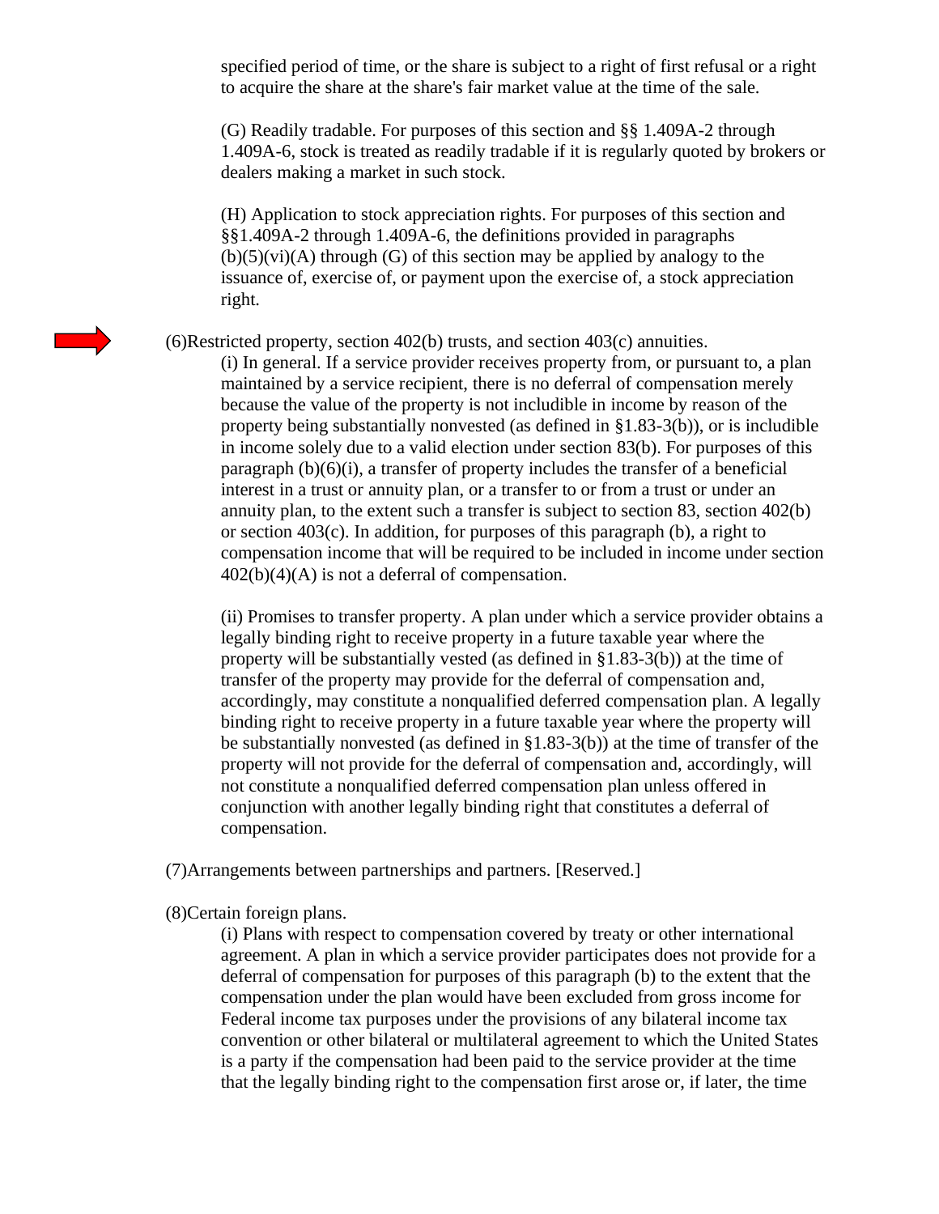specified period of time, or the share is subject to a right of first refusal or a right to acquire the share at the share's fair market value at the time of the sale.

(G) Readily tradable. For purposes of this section and §§ 1.409A-2 through 1.409A-6, stock is treated as readily tradable if it is regularly quoted by brokers or dealers making a market in such stock.

(H) Application to stock appreciation rights. For purposes of this section and §§1.409A-2 through 1.409A-6, the definitions provided in paragraphs (b)(5)(vi)(A) through (G) of this section may be applied by analogy to the issuance of, exercise of, or payment upon the exercise of, a stock appreciation right.

(6)Restricted property, section 402(b) trusts, and section 403(c) annuities.

(i) In general. If a service provider receives property from, or pursuant to, a plan maintained by a service recipient, there is no deferral of compensation merely because the value of the property is not includible in income by reason of the property being substantially nonvested (as defined in §1.83-3(b)), or is includible in income solely due to a valid election under section 83(b). For purposes of this paragraph (b)(6)(i), a transfer of property includes the transfer of a beneficial interest in a trust or annuity plan, or a transfer to or from a trust or under an annuity plan, to the extent such a transfer is subject to section 83, section 402(b) or section 403(c). In addition, for purposes of this paragraph (b), a right to compensation income that will be required to be included in income under section 402(b)(4)(A) is not a deferral of compensation.

(ii) Promises to transfer property. A plan under which a service provider obtains a legally binding right to receive property in a future taxable year where the property will be substantially vested (as defined in §1.83-3(b)) at the time of transfer of the property may provide for the deferral of compensation and, accordingly, may constitute a nonqualified deferred compensation plan. A legally binding right to receive property in a future taxable year where the property will be substantially nonvested (as defined in §1.83-3(b)) at the time of transfer of the property will not provide for the deferral of compensation and, accordingly, will not constitute a nonqualified deferred compensation plan unless offered in conjunction with another legally binding right that constitutes a deferral of compensation.

(7)Arrangements between partnerships and partners. [Reserved.]

(8)Certain foreign plans.

(i) Plans with respect to compensation covered by treaty or other international agreement. A plan in which a service provider participates does not provide for a deferral of compensation for purposes of this paragraph (b) to the extent that the compensation under the plan would have been excluded from gross income for Federal income tax purposes under the provisions of any bilateral income tax convention or other bilateral or multilateral agreement to which the United States is a party if the compensation had been paid to the service provider at the time that the legally binding right to the compensation first arose or, if later, the time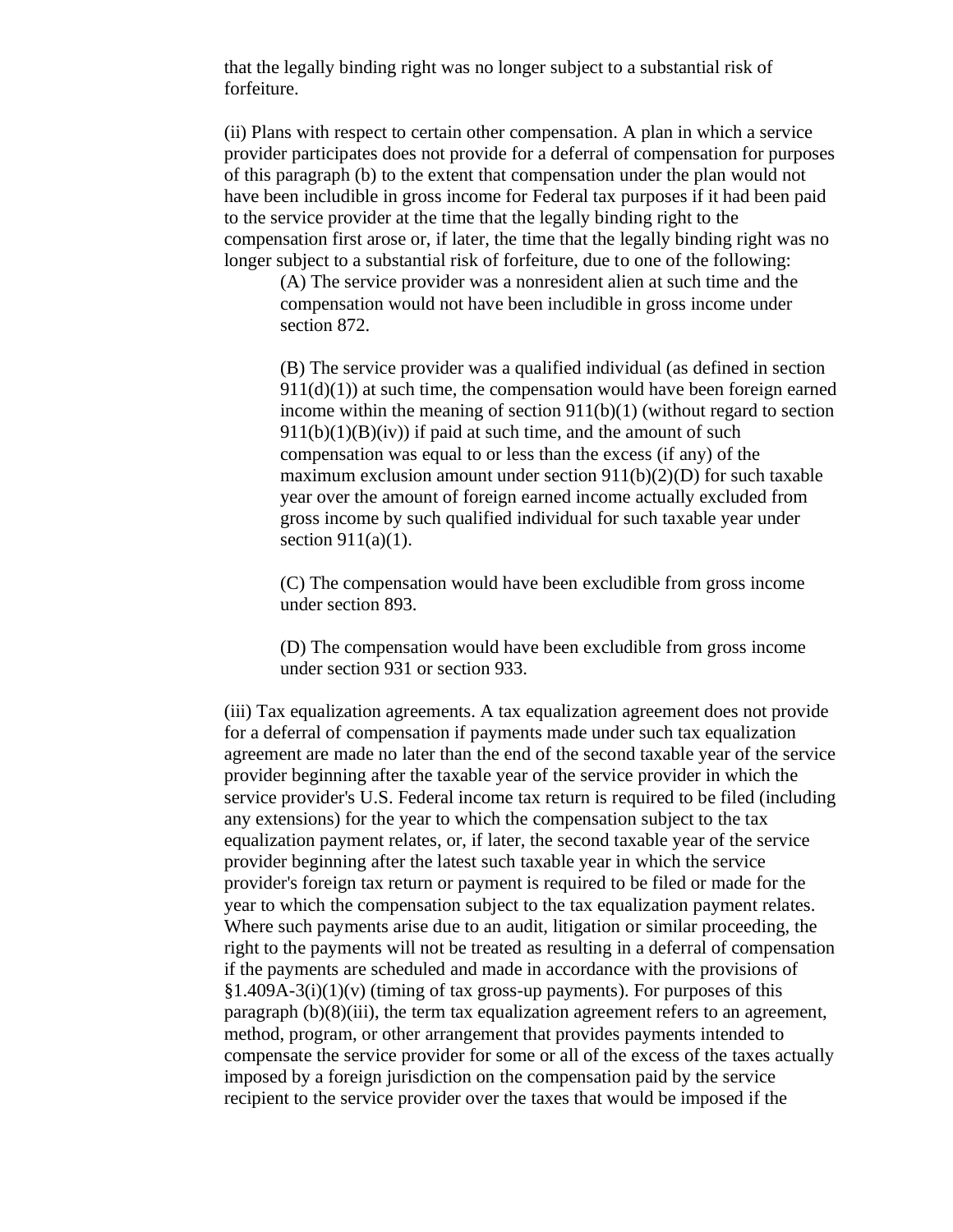that the legally binding right was no longer subject to a substantial risk of forfeiture.

(ii) Plans with respect to certain other compensation. A plan in which a service provider participates does not provide for a deferral of compensation for purposes of this paragraph (b) to the extent that compensation under the plan would not have been includible in gross income for Federal tax purposes if it had been paid to the service provider at the time that the legally binding right to the compensation first arose or, if later, the time that the legally binding right was no longer subject to a substantial risk of forfeiture, due to one of the following:

> (A) The service provider was a nonresident alien at such time and the compensation would not have been includible in gross income under section 872.
>
> (B) The service provider was a qualified individual (as defined in section 911(d)(1)) at such time, the compensation would have been foreign earned income within the meaning of section 911(b)(1) (without regard to section 911(b)(1)(B)(iv)) if paid at such time, and the amount of such compensation was equal to or less than the excess (if any) of the maximum exclusion amount under section 911(b)(2)(D) for such taxable year over the amount of foreign earned income actually excluded from gross income by such qualified individual for such taxable year under section 911(a)(1).
>
> (C) The compensation would have been excludible from gross income under section 893.
>
> (D) The compensation would have been excludible from gross income under section 931 or section 933.

(iii) Tax equalization agreements. A tax equalization agreement does not provide for a deferral of compensation if payments made under such tax equalization agreement are made no later than the end of the second taxable year of the service provider beginning after the taxable year of the service provider in which the service provider's U.S. Federal income tax return is required to be filed (including any extensions) for the year to which the compensation subject to the tax equalization payment relates, or, if later, the second taxable year of the service provider beginning after the latest such taxable year in which the service provider's foreign tax return or payment is required to be filed or made for the year to which the compensation subject to the tax equalization payment relates. Where such payments arise due to an audit, litigation or similar proceeding, the right to the payments will not be treated as resulting in a deferral of compensation if the payments are scheduled and made in accordance with the provisions of §1.409A-3(i)(1)(v) (timing of tax gross-up payments). For purposes of this paragraph (b)(8)(iii), the term tax equalization agreement refers to an agreement, method, program, or other arrangement that provides payments intended to compensate the service provider for some or all of the excess of the taxes actually imposed by a foreign jurisdiction on the compensation paid by the service recipient to the service provider over the taxes that would be imposed if the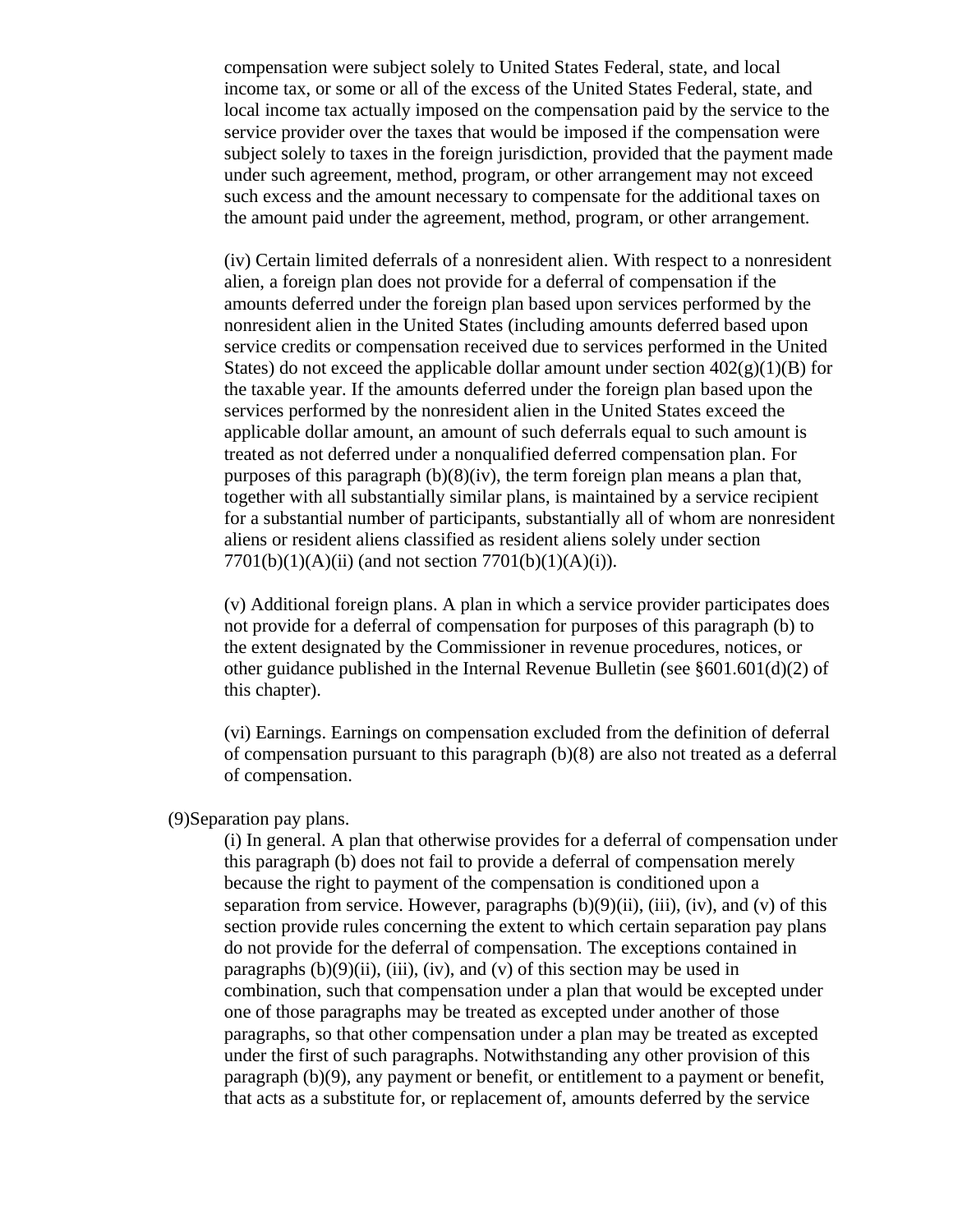compensation were subject solely to United States Federal, state, and local income tax, or some or all of the excess of the United States Federal, state, and local income tax actually imposed on the compensation paid by the service to the service provider over the taxes that would be imposed if the compensation were subject solely to taxes in the foreign jurisdiction, provided that the payment made under such agreement, method, program, or other arrangement may not exceed such excess and the amount necessary to compensate for the additional taxes on the amount paid under the agreement, method, program, or other arrangement.

(iv) Certain limited deferrals of a nonresident alien. With respect to a nonresident alien, a foreign plan does not provide for a deferral of compensation if the amounts deferred under the foreign plan based upon services performed by the nonresident alien in the United States (including amounts deferred based upon service credits or compensation received due to services performed in the United States) do not exceed the applicable dollar amount under section 402(g)(1)(B) for the taxable year. If the amounts deferred under the foreign plan based upon the services performed by the nonresident alien in the United States exceed the applicable dollar amount, an amount of such deferrals equal to such amount is treated as not deferred under a nonqualified deferred compensation plan. For purposes of this paragraph (b)(8)(iv), the term foreign plan means a plan that, together with all substantially similar plans, is maintained by a service recipient for a substantial number of participants, substantially all of whom are nonresident aliens or resident aliens classified as resident aliens solely under section 7701(b)(1)(A)(ii) (and not section 7701(b)(1)(A)(i)).

(v) Additional foreign plans. A plan in which a service provider participates does not provide for a deferral of compensation for purposes of this paragraph (b) to the extent designated by the Commissioner in revenue procedures, notices, or other guidance published in the Internal Revenue Bulletin (see §601.601(d)(2) of this chapter).

(vi) Earnings. Earnings on compensation excluded from the definition of deferral of compensation pursuant to this paragraph (b)(8) are also not treated as a deferral of compensation.

(9)Separation pay plans.

(i) In general. A plan that otherwise provides for a deferral of compensation under this paragraph (b) does not fail to provide a deferral of compensation merely because the right to payment of the compensation is conditioned upon a separation from service. However, paragraphs (b)(9)(ii), (iii), (iv), and (v) of this section provide rules concerning the extent to which certain separation pay plans do not provide for the deferral of compensation. The exceptions contained in paragraphs (b)(9)(ii), (iii), (iv), and (v) of this section may be used in combination, such that compensation under a plan that would be excepted under one of those paragraphs may be treated as excepted under another of those paragraphs, so that other compensation under a plan may be treated as excepted under the first of such paragraphs. Notwithstanding any other provision of this paragraph (b)(9), any payment or benefit, or entitlement to a payment or benefit, that acts as a substitute for, or replacement of, amounts deferred by the service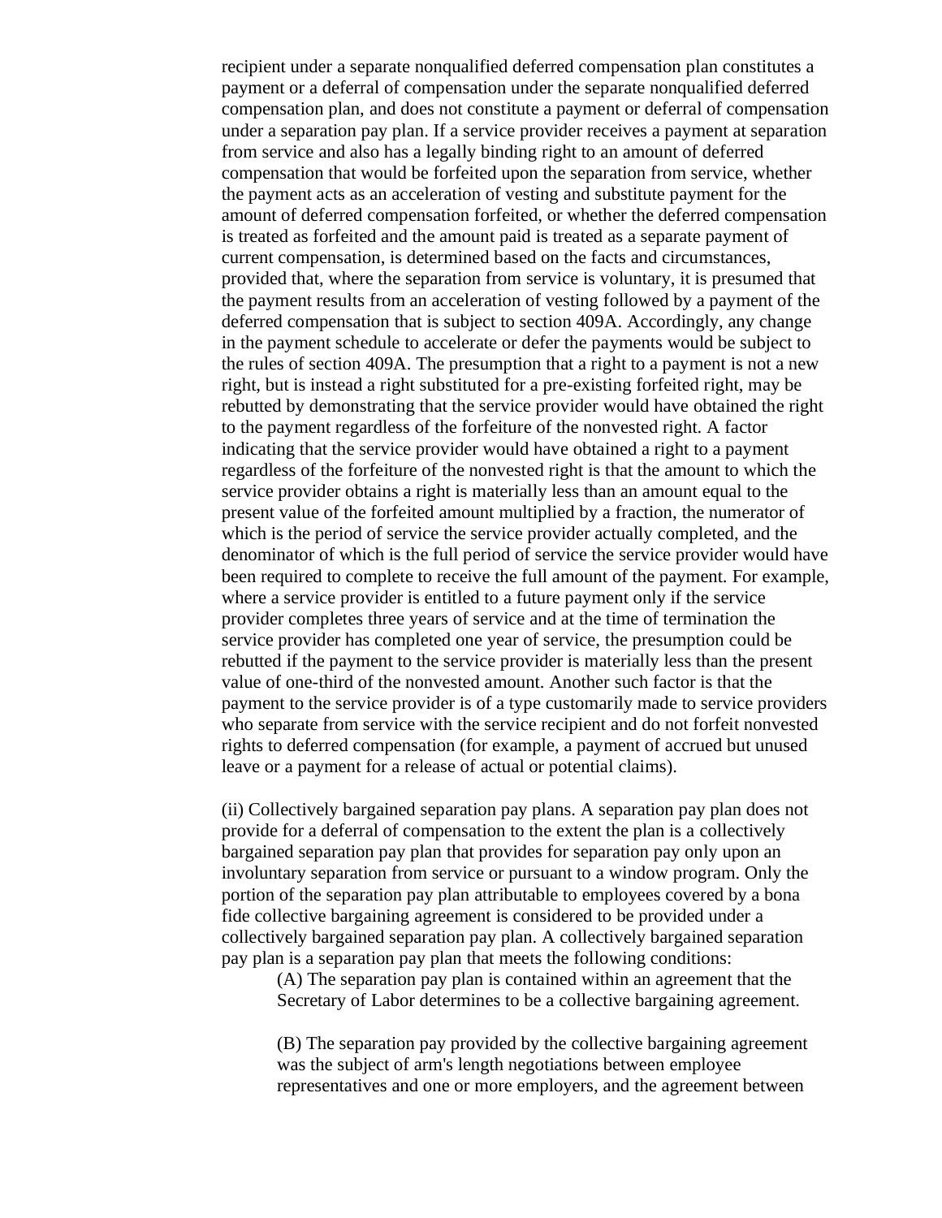recipient under a separate nonqualified deferred compensation plan constitutes a payment or a deferral of compensation under the separate nonqualified deferred compensation plan, and does not constitute a payment or deferral of compensation under a separation pay plan. If a service provider receives a payment at separation from service and also has a legally binding right to an amount of deferred compensation that would be forfeited upon the separation from service, whether the payment acts as an acceleration of vesting and substitute payment for the amount of deferred compensation forfeited, or whether the deferred compensation is treated as forfeited and the amount paid is treated as a separate payment of current compensation, is determined based on the facts and circumstances, provided that, where the separation from service is voluntary, it is presumed that the payment results from an acceleration of vesting followed by a payment of the deferred compensation that is subject to section 409A. Accordingly, any change in the payment schedule to accelerate or defer the payments would be subject to the rules of section 409A. The presumption that a right to a payment is not a new right, but is instead a right substituted for a pre-existing forfeited right, may be rebutted by demonstrating that the service provider would have obtained the right to the payment regardless of the forfeiture of the nonvested right. A factor indicating that the service provider would have obtained a right to a payment regardless of the forfeiture of the nonvested right is that the amount to which the service provider obtains a right is materially less than an amount equal to the present value of the forfeited amount multiplied by a fraction, the numerator of which is the period of service the service provider actually completed, and the denominator of which is the full period of service the service provider would have been required to complete to receive the full amount of the payment. For example, where a service provider is entitled to a future payment only if the service provider completes three years of service and at the time of termination the service provider has completed one year of service, the presumption could be rebutted if the payment to the service provider is materially less than the present value of one-third of the nonvested amount. Another such factor is that the payment to the service provider is of a type customarily made to service providers who separate from service with the service recipient and do not forfeit nonvested rights to deferred compensation (for example, a payment of accrued but unused leave or a payment for a release of actual or potential claims).

(ii) Collectively bargained separation pay plans. A separation pay plan does not provide for a deferral of compensation to the extent the plan is a collectively bargained separation pay plan that provides for separation pay only upon an involuntary separation from service or pursuant to a window program. Only the portion of the separation pay plan attributable to employees covered by a bona fide collective bargaining agreement is considered to be provided under a collectively bargained separation pay plan. A collectively bargained separation pay plan is a separation pay plan that meets the following conditions:

(A) The separation pay plan is contained within an agreement that the Secretary of Labor determines to be a collective bargaining agreement.

(B) The separation pay provided by the collective bargaining agreement was the subject of arm's length negotiations between employee representatives and one or more employers, and the agreement between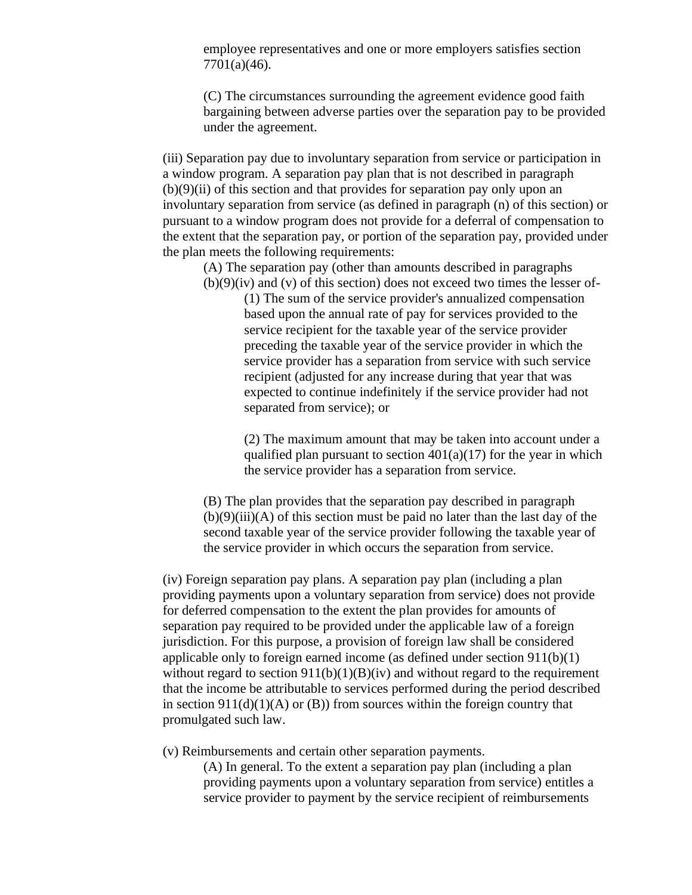employee representatives and one or more employers satisfies section 7701(a)(46).

(C) The circumstances surrounding the agreement evidence good faith bargaining between adverse parties over the separation pay to be provided under the agreement.

(iii) Separation pay due to involuntary separation from service or participation in a window program. A separation pay plan that is not described in paragraph (b)(9)(ii) of this section and that provides for separation pay only upon an involuntary separation from service (as defined in paragraph (n) of this section) or pursuant to a window program does not provide for a deferral of compensation to the extent that the separation pay, or portion of the separation pay, provided under the plan meets the following requirements:

(A) The separation pay (other than amounts described in paragraphs (b)(9)(iv) and (v) of this section) does not exceed two times the lesser of-

(1) The sum of the service provider's annualized compensation based upon the annual rate of pay for services provided to the service recipient for the taxable year of the service provider preceding the taxable year of the service provider in which the service provider has a separation from service with such service recipient (adjusted for any increase during that year that was expected to continue indefinitely if the service provider had not separated from service); or

(2) The maximum amount that may be taken into account under a qualified plan pursuant to section 401(a)(17) for the year in which the service provider has a separation from service.

(B) The plan provides that the separation pay described in paragraph (b)(9)(iii)(A) of this section must be paid no later than the last day of the second taxable year of the service provider following the taxable year of the service provider in which occurs the separation from service.

(iv) Foreign separation pay plans. A separation pay plan (including a plan providing payments upon a voluntary separation from service) does not provide for deferred compensation to the extent the plan provides for amounts of separation pay required to be provided under the applicable law of a foreign jurisdiction. For this purpose, a provision of foreign law shall be considered applicable only to foreign earned income (as defined under section 911(b)(1) without regard to section 911(b)(1)(B)(iv) and without regard to the requirement that the income be attributable to services performed during the period described in section 911(d)(1)(A) or (B)) from sources within the foreign country that promulgated such law.

(v) Reimbursements and certain other separation payments.

(A) In general. To the extent a separation pay plan (including a plan providing payments upon a voluntary separation from service) entitles a service provider to payment by the service recipient of reimbursements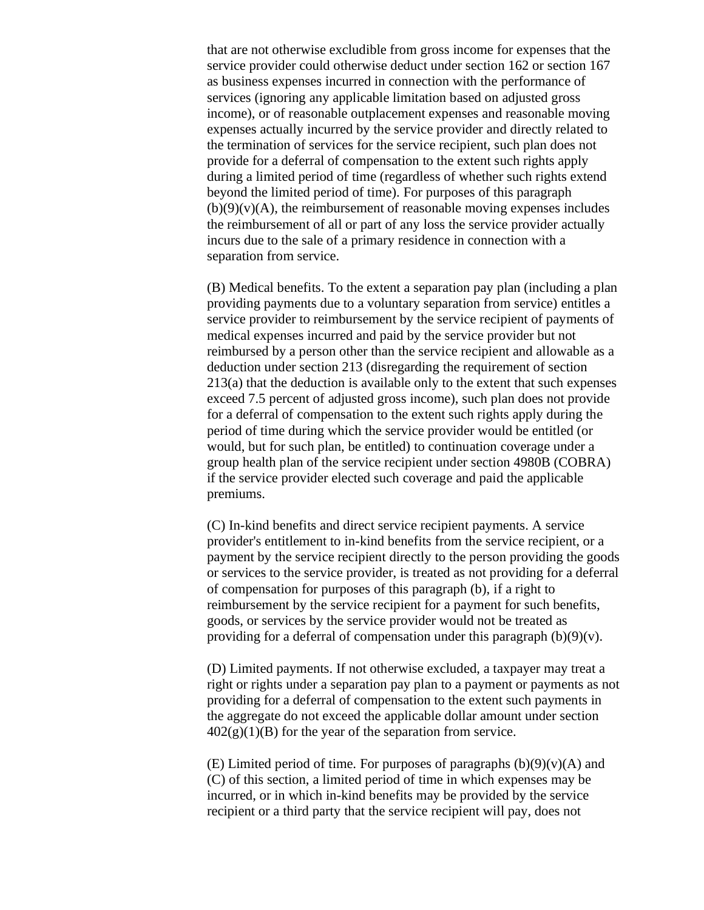that are not otherwise excludible from gross income for expenses that the service provider could otherwise deduct under section 162 or section 167 as business expenses incurred in connection with the performance of services (ignoring any applicable limitation based on adjusted gross income), or of reasonable outplacement expenses and reasonable moving expenses actually incurred by the service provider and directly related to the termination of services for the service recipient, such plan does not provide for a deferral of compensation to the extent such rights apply during a limited period of time (regardless of whether such rights extend beyond the limited period of time). For purposes of this paragraph (b)(9)(v)(A), the reimbursement of reasonable moving expenses includes the reimbursement of all or part of any loss the service provider actually incurs due to the sale of a primary residence in connection with a separation from service.

(B) Medical benefits. To the extent a separation pay plan (including a plan providing payments due to a voluntary separation from service) entitles a service provider to reimbursement by the service recipient of payments of medical expenses incurred and paid by the service provider but not reimbursed by a person other than the service recipient and allowable as a deduction under section 213 (disregarding the requirement of section 213(a) that the deduction is available only to the extent that such expenses exceed 7.5 percent of adjusted gross income), such plan does not provide for a deferral of compensation to the extent such rights apply during the period of time during which the service provider would be entitled (or would, but for such plan, be entitled) to continuation coverage under a group health plan of the service recipient under section 4980B (COBRA) if the service provider elected such coverage and paid the applicable premiums.

(C) In-kind benefits and direct service recipient payments. A service provider's entitlement to in-kind benefits from the service recipient, or a payment by the service recipient directly to the person providing the goods or services to the service provider, is treated as not providing for a deferral of compensation for purposes of this paragraph (b), if a right to reimbursement by the service recipient for a payment for such benefits, goods, or services by the service provider would not be treated as providing for a deferral of compensation under this paragraph (b)(9)(v).

(D) Limited payments. If not otherwise excluded, a taxpayer may treat a right or rights under a separation pay plan to a payment or payments as not providing for a deferral of compensation to the extent such payments in the aggregate do not exceed the applicable dollar amount under section 402(g)(1)(B) for the year of the separation from service.

(E) Limited period of time. For purposes of paragraphs (b)(9)(v)(A) and (C) of this section, a limited period of time in which expenses may be incurred, or in which in-kind benefits may be provided by the service recipient or a third party that the service recipient will pay, does not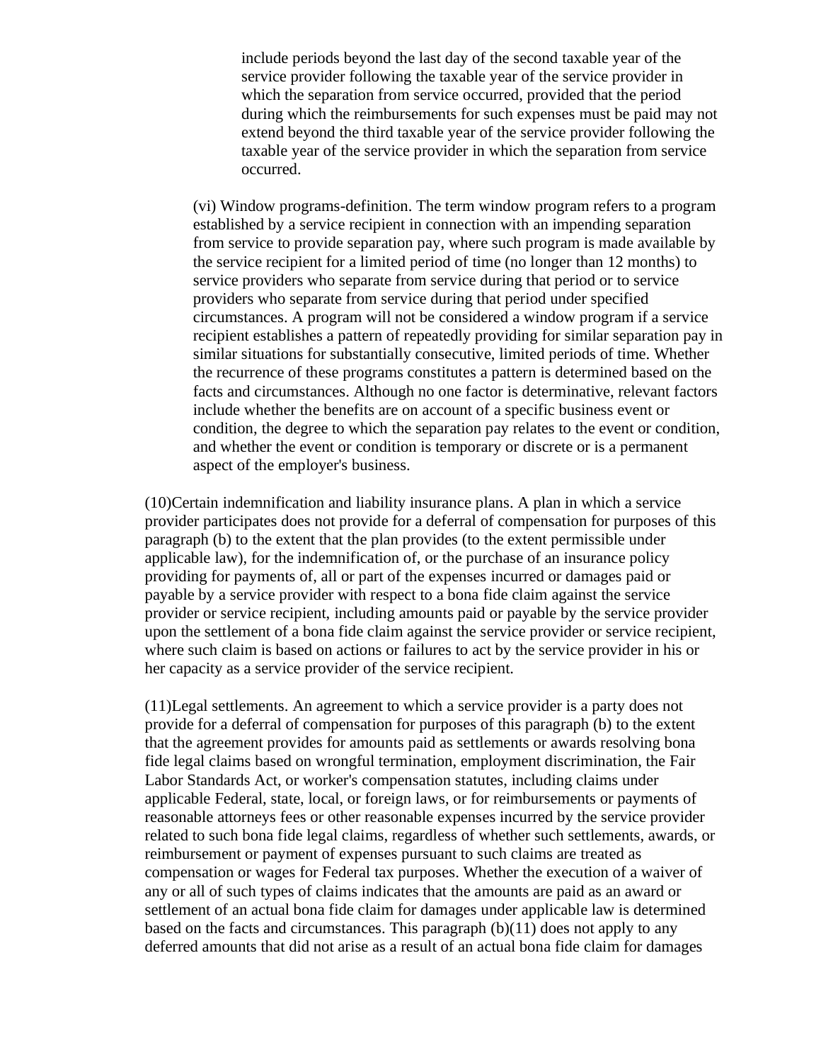include periods beyond the last day of the second taxable year of the service provider following the taxable year of the service provider in which the separation from service occurred, provided that the period during which the reimbursements for such expenses must be paid may not extend beyond the third taxable year of the service provider following the taxable year of the service provider in which the separation from service occurred.

(vi) Window programs-definition. The term window program refers to a program established by a service recipient in connection with an impending separation from service to provide separation pay, where such program is made available by the service recipient for a limited period of time (no longer than 12 months) to service providers who separate from service during that period or to service providers who separate from service during that period under specified circumstances. A program will not be considered a window program if a service recipient establishes a pattern of repeatedly providing for similar separation pay in similar situations for substantially consecutive, limited periods of time. Whether the recurrence of these programs constitutes a pattern is determined based on the facts and circumstances. Although no one factor is determinative, relevant factors include whether the benefits are on account of a specific business event or condition, the degree to which the separation pay relates to the event or condition, and whether the event or condition is temporary or discrete or is a permanent aspect of the employer's business.

(10)Certain indemnification and liability insurance plans. A plan in which a service provider participates does not provide for a deferral of compensation for purposes of this paragraph (b) to the extent that the plan provides (to the extent permissible under applicable law), for the indemnification of, or the purchase of an insurance policy providing for payments of, all or part of the expenses incurred or damages paid or payable by a service provider with respect to a bona fide claim against the service provider or service recipient, including amounts paid or payable by the service provider upon the settlement of a bona fide claim against the service provider or service recipient, where such claim is based on actions or failures to act by the service provider in his or her capacity as a service provider of the service recipient.

(11)Legal settlements. An agreement to which a service provider is a party does not provide for a deferral of compensation for purposes of this paragraph (b) to the extent that the agreement provides for amounts paid as settlements or awards resolving bona fide legal claims based on wrongful termination, employment discrimination, the Fair Labor Standards Act, or worker's compensation statutes, including claims under applicable Federal, state, local, or foreign laws, or for reimbursements or payments of reasonable attorneys fees or other reasonable expenses incurred by the service provider related to such bona fide legal claims, regardless of whether such settlements, awards, or reimbursement or payment of expenses pursuant to such claims are treated as compensation or wages for Federal tax purposes. Whether the execution of a waiver of any or all of such types of claims indicates that the amounts are paid as an award or settlement of an actual bona fide claim for damages under applicable law is determined based on the facts and circumstances. This paragraph (b)(11) does not apply to any deferred amounts that did not arise as a result of an actual bona fide claim for damages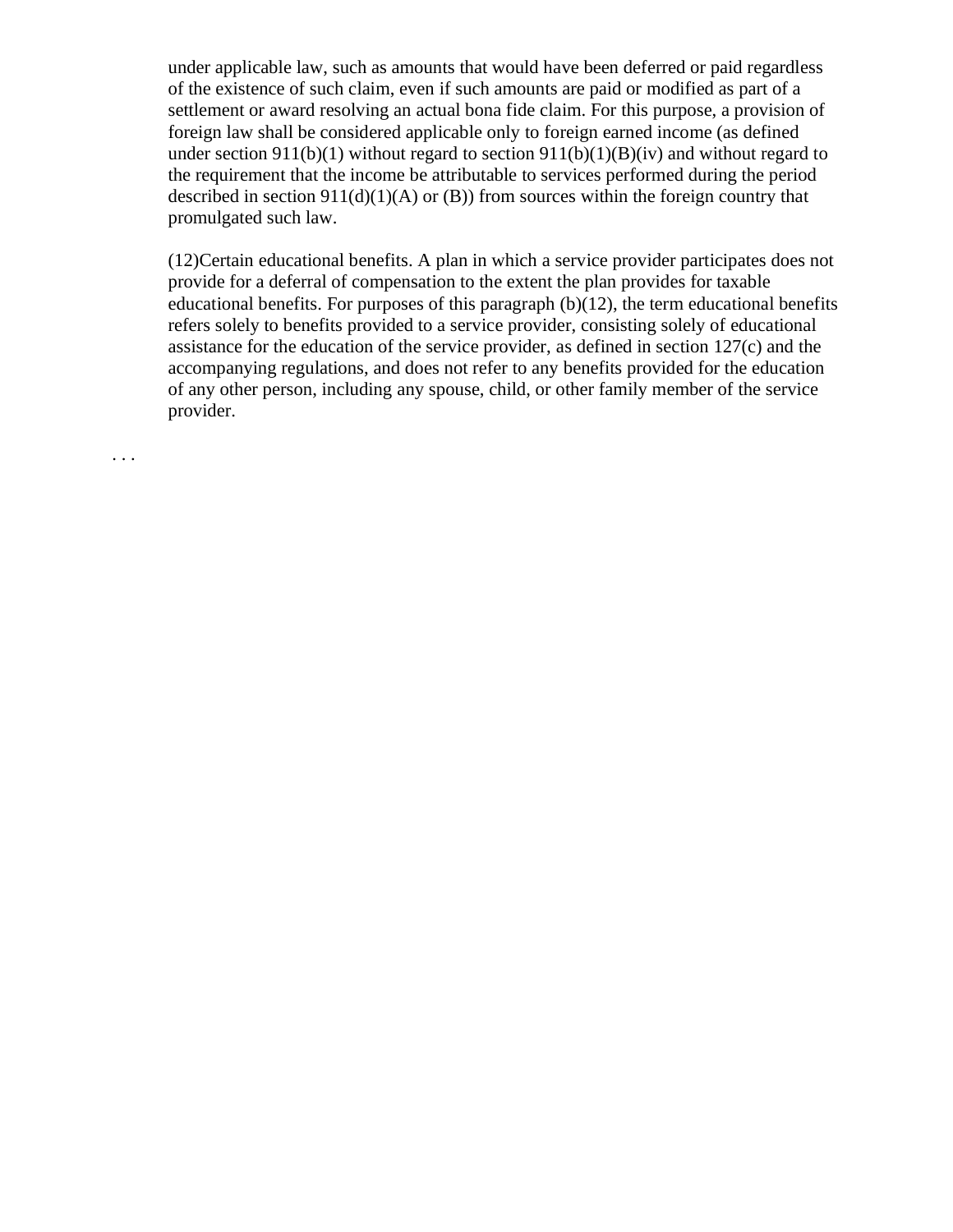under applicable law, such as amounts that would have been deferred or paid regardless of the existence of such claim, even if such amounts are paid or modified as part of a settlement or award resolving an actual bona fide claim. For this purpose, a provision of foreign law shall be considered applicable only to foreign earned income (as defined under section 911(b)(1) without regard to section 911(b)(1)(B)(iv) and without regard to the requirement that the income be attributable to services performed during the period described in section 911(d)(1)(A) or (B)) from sources within the foreign country that promulgated such law.

(12)Certain educational benefits. A plan in which a service provider participates does not provide for a deferral of compensation to the extent the plan provides for taxable educational benefits. For purposes of this paragraph (b)(12), the term educational benefits refers solely to benefits provided to a service provider, consisting solely of educational assistance for the education of the service provider, as defined in section 127(c) and the accompanying regulations, and does not refer to any benefits provided for the education of any other person, including any spouse, child, or other family member of the service provider.

. . .